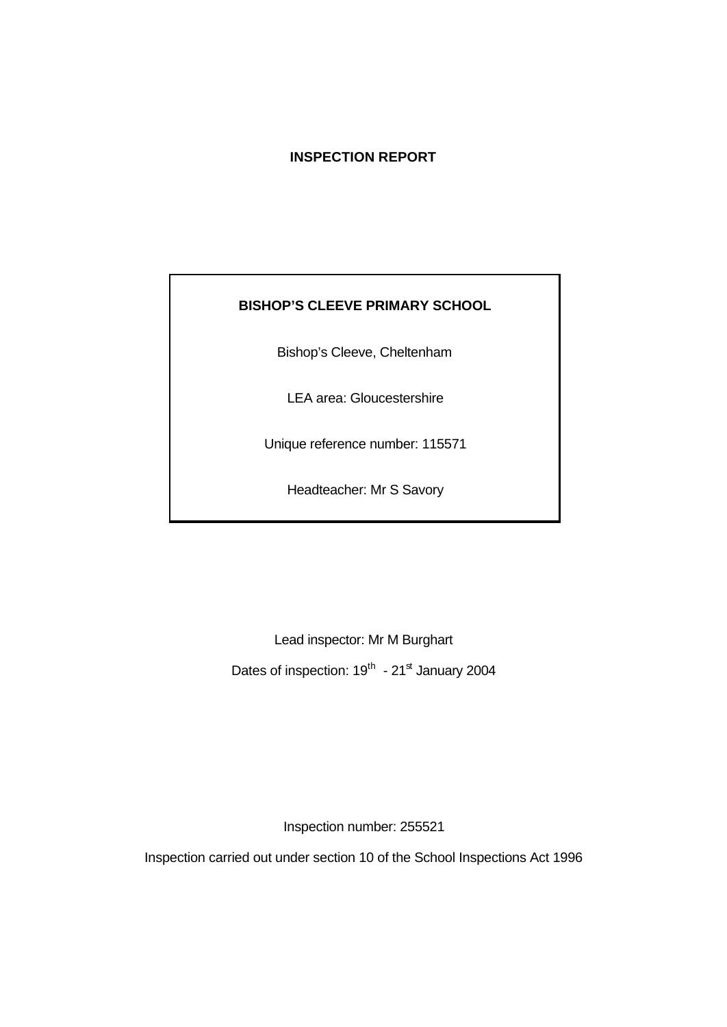# INSPECTION REPORT

**BISHOP'S CLEEVE PRIMARY SCHOOL**

Bishop's Cleeve, Cheltenham

LEA area: Gloucestershire

Unique reference number: 115571

Headteacher: Mr S Savory

Lead inspector: Mr M Burghart

Dates of inspection: 19th - 21st January 2004

Inspection number: 255521

Inspection carried out under section 10 of the School Inspections Act 1996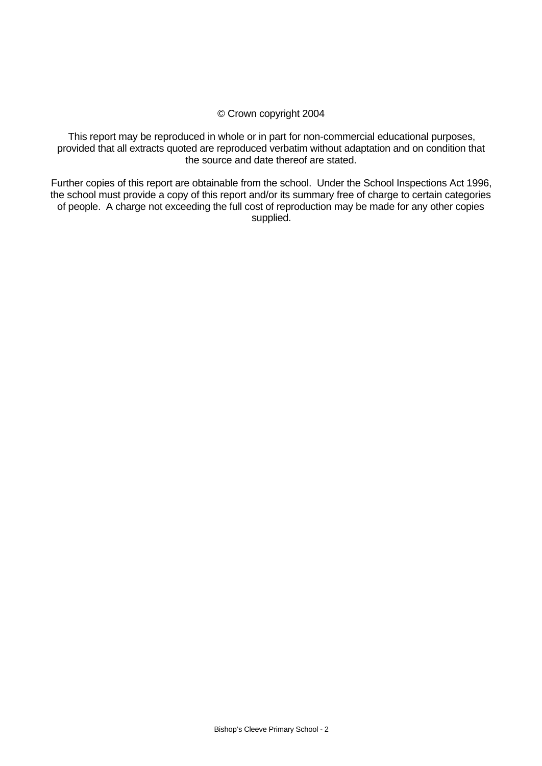© Crown copyright 2004

This report may be reproduced in whole or in part for non-commercial educational purposes, provided that all extracts quoted are reproduced verbatim without adaptation and on condition that the source and date thereof are stated.

Further copies of this report are obtainable from the school. Under the School Inspections Act 1996, the school must provide a copy of this report and/or its summary free of charge to certain categories of people. A charge not exceeding the full cost of reproduction may be made for any other copies supplied.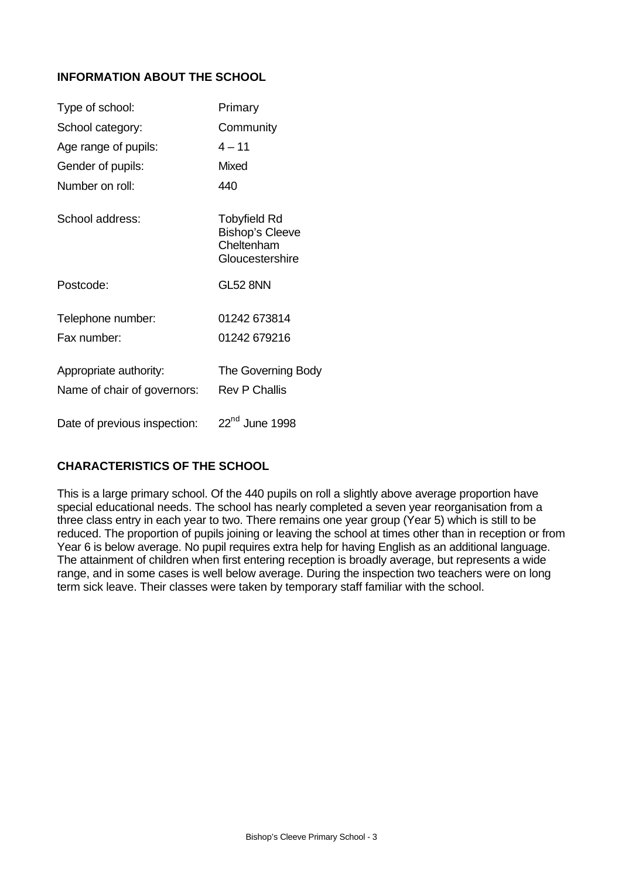## INFORMATION ABOUT THE SCHOOL

| | |
|---|---|
| Type of school: | Primary |
| School category: | Community |
| Age range of pupils: | 4 – 11 |
| Gender of pupils: | Mixed |
| Number on roll: | 440 |
| School address: | Tobyfield Rd<br>Bishop's Cleeve<br>Cheltenham<br>Gloucestershire |
| Postcode: | GL52 8NN |
| Telephone number: | 01242 673814 |
| Fax number: | 01242 679216 |
| Appropriate authority: | The Governing Body |
| Name of chair of governors: | Rev P Challis |
| Date of previous inspection: | 22nd June 1998 |

## CHARACTERISTICS OF THE SCHOOL

This is a large primary school. Of the 440 pupils on roll a slightly above average proportion have special educational needs. The school has nearly completed a seven year reorganisation from a three class entry in each year to two. There remains one year group (Year 5) which is still to be reduced. The proportion of pupils joining or leaving the school at times other than in reception or from Year 6 is below average. No pupil requires extra help for having English as an additional language. The attainment of children when first entering reception is broadly average, but represents a wide range, and in some cases is well below average. During the inspection two teachers were on long term sick leave. Their classes were taken by temporary staff familiar with the school.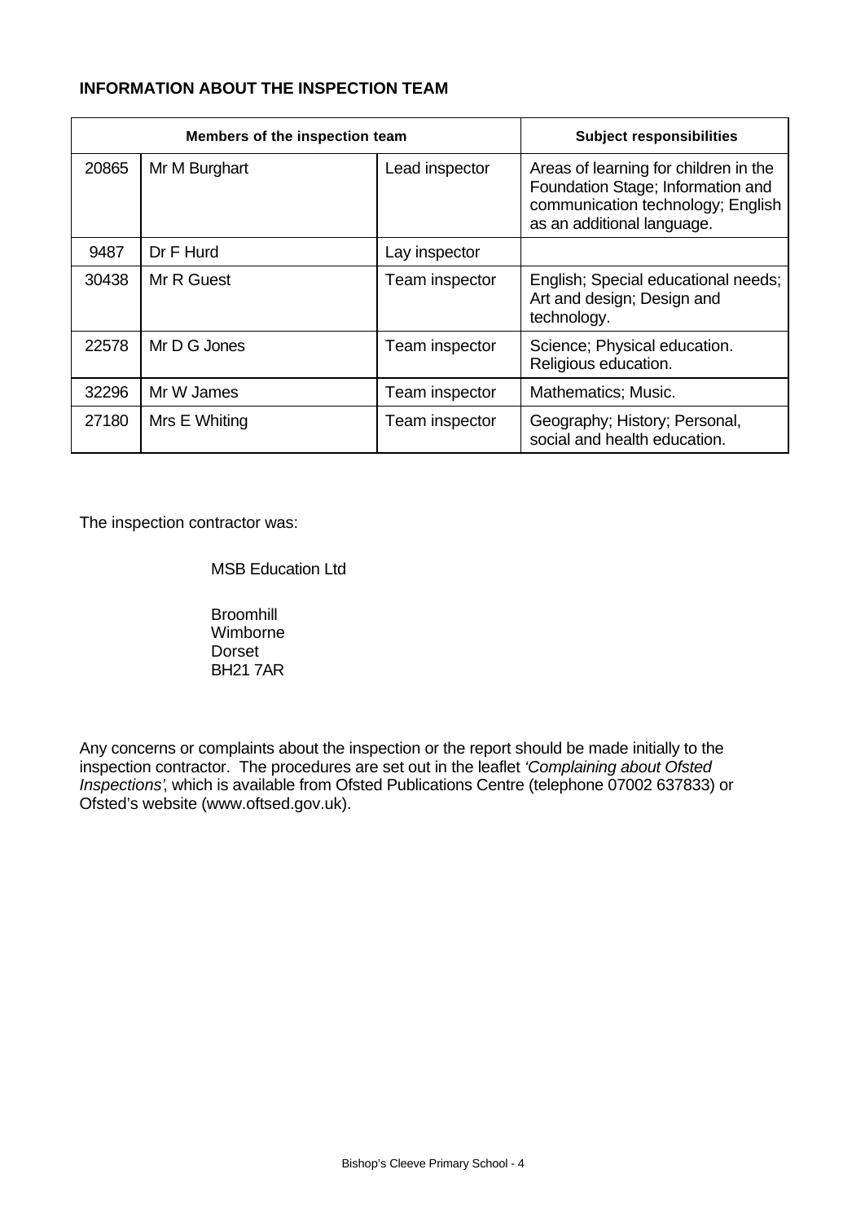**INFORMATION ABOUT THE INSPECTION TEAM**

| Members of the inspection team | | | Subject responsibilities |
|---|---|---|---|
| 20865 | Mr M Burghart | Lead inspector | Areas of learning for children in the Foundation Stage; Information and communication technology; English as an additional language. |
| 9487 | Dr F Hurd | Lay inspector | |
| 30438 | Mr R Guest | Team inspector | English; Special educational needs; Art and design; Design and technology. |
| 22578 | Mr D G Jones | Team inspector | Science; Physical education. Religious education. |
| 32296 | Mr W James | Team inspector | Mathematics; Music. |
| 27180 | Mrs E Whiting | Team inspector | Geography; History; Personal, social and health education. |

The inspection contractor was:

MSB Education Ltd

Broomhill
Wimborne
Dorset
BH21 7AR

Any concerns or complaints about the inspection or the report should be made initially to the inspection contractor. The procedures are set out in the leaflet *'Complaining about Ofsted Inspections'*, which is available from Ofsted Publications Centre (telephone 07002 637833) or Ofsted's website (www.oftsed.gov.uk).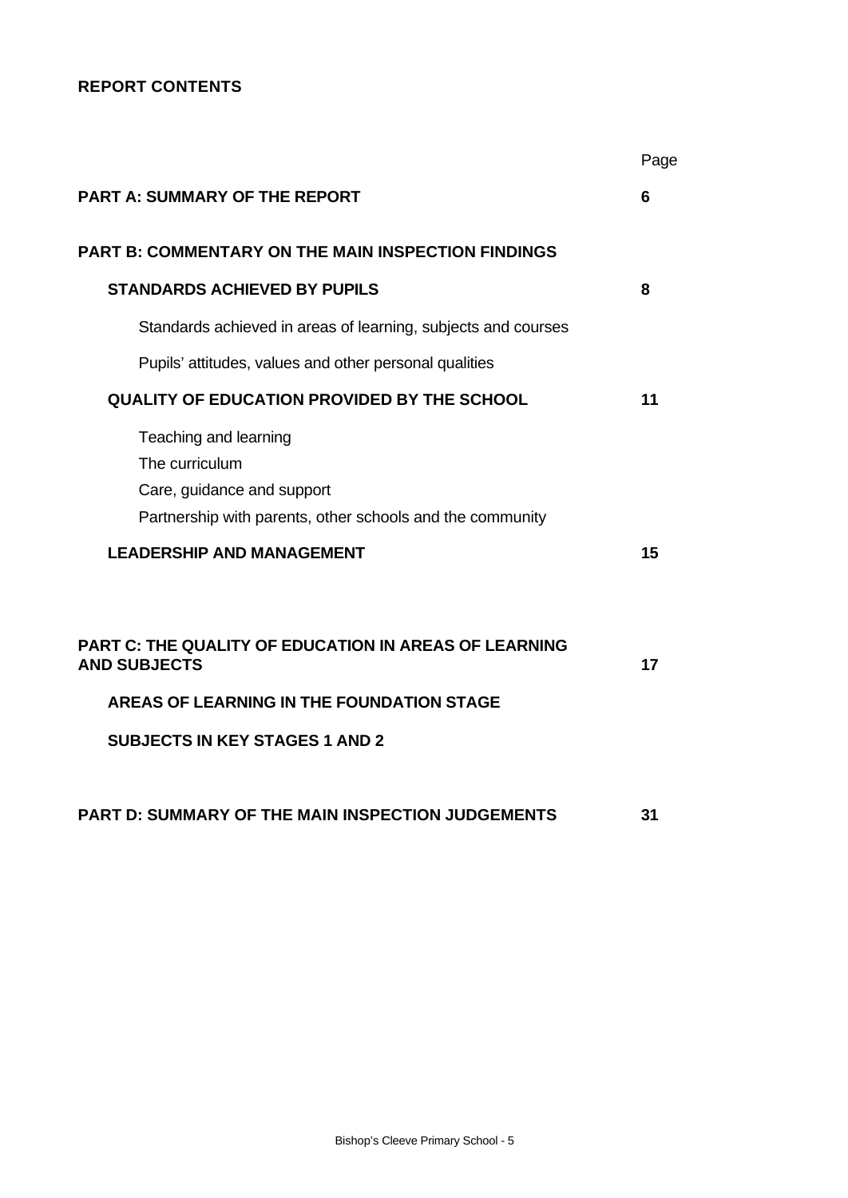**REPORT CONTENTS**

| | Page |
|---|---|
| **PART A: SUMMARY OF THE REPORT** | **6** |
| **PART B: COMMENTARY ON THE MAIN INSPECTION FINDINGS** | |
| **STANDARDS ACHIEVED BY PUPILS** | **8** |
| Standards achieved in areas of learning, subjects and courses | |
| Pupils' attitudes, values and other personal qualities | |
| **QUALITY OF EDUCATION PROVIDED BY THE SCHOOL** | **11** |
| Teaching and learning<br>The curriculum<br>Care, guidance and support<br>Partnership with parents, other schools and the community | |
| **LEADERSHIP AND MANAGEMENT** | **15** |
| **PART C: THE QUALITY OF EDUCATION IN AREAS OF LEARNING AND SUBJECTS** | **17** |
| **AREAS OF LEARNING IN THE FOUNDATION STAGE** | |
| **SUBJECTS IN KEY STAGES 1 AND 2** | |
| **PART D: SUMMARY OF THE MAIN INSPECTION JUDGEMENTS** | **31** |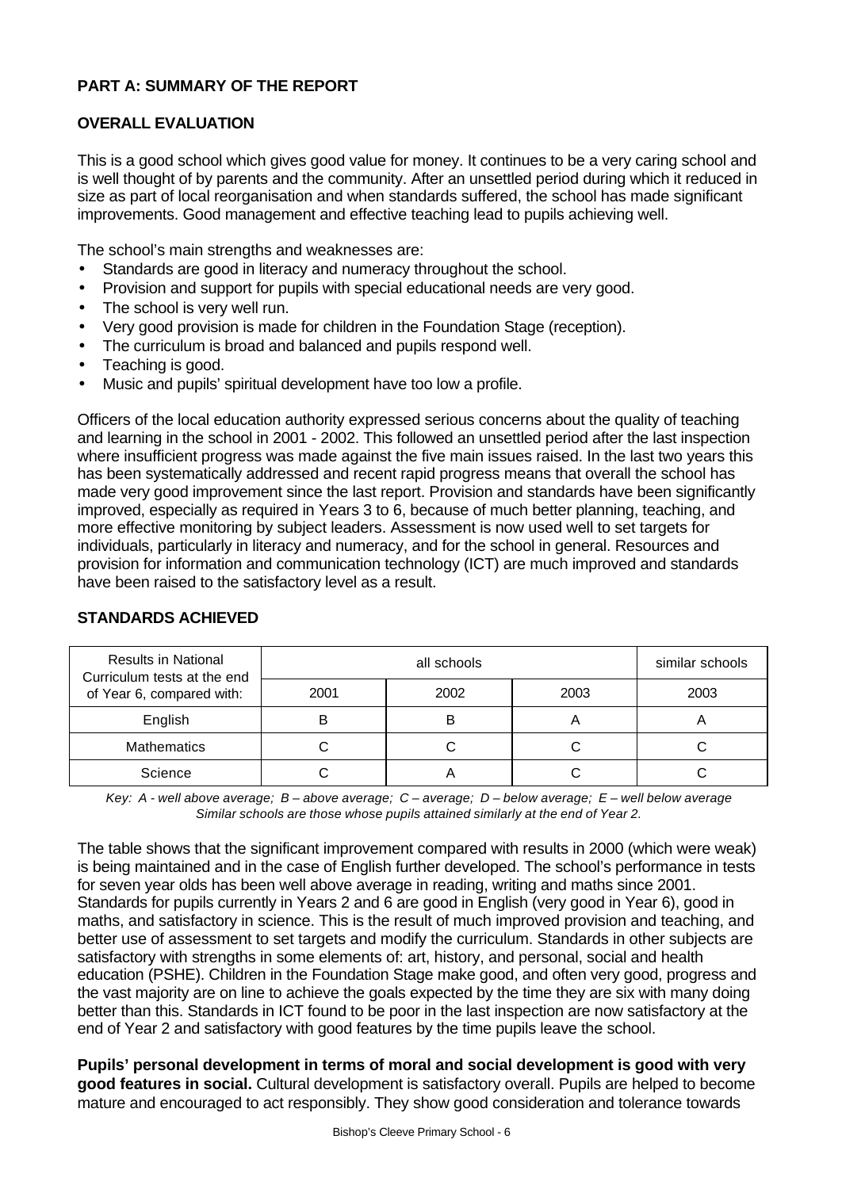## PART A: SUMMARY OF THE REPORT

### OVERALL EVALUATION

This is a good school which gives good value for money. It continues to be a very caring school and is well thought of by parents and the community. After an unsettled period during which it reduced in size as part of local reorganisation and when standards suffered, the school has made significant improvements. Good management and effective teaching lead to pupils achieving well.

The school's main strengths and weaknesses are:

- Standards are good in literacy and numeracy throughout the school.
- Provision and support for pupils with special educational needs are very good.
- The school is very well run.
- Very good provision is made for children in the Foundation Stage (reception).
- The curriculum is broad and balanced and pupils respond well.
- Teaching is good.
- Music and pupils' spiritual development have too low a profile.

Officers of the local education authority expressed serious concerns about the quality of teaching and learning in the school in 2001 - 2002. This followed an unsettled period after the last inspection where insufficient progress was made against the five main issues raised. In the last two years this has been systematically addressed and recent rapid progress means that overall the school has made very good improvement since the last report. Provision and standards have been significantly improved, especially as required in Years 3 to 6, because of much better planning, teaching, and more effective monitoring by subject leaders. Assessment is now used well to set targets for individuals, particularly in literacy and numeracy, and for the school in general. Resources and provision for information and communication technology (ICT) are much improved and standards have been raised to the satisfactory level as a result.

### STANDARDS ACHIEVED

| Results in National Curriculum tests at the end of Year 6, compared with: | all schools | | | similar schools |
|---|---|---|---|---|
| | 2001 | 2002 | 2003 | 2003 |
| English | B | B | A | A |
| Mathematics | C | C | C | C |
| Science | C | A | C | C |

*Key: A - well above average; B – above average; C – average; D – below average; E – well below average*
*Similar schools are those whose pupils attained similarly at the end of Year 2.*

The table shows that the significant improvement compared with results in 2000 (which were weak) is being maintained and in the case of English further developed. The school's performance in tests for seven year olds has been well above average in reading, writing and maths since 2001. Standards for pupils currently in Years 2 and 6 are good in English (very good in Year 6), good in maths, and satisfactory in science. This is the result of much improved provision and teaching, and better use of assessment to set targets and modify the curriculum. Standards in other subjects are satisfactory with strengths in some elements of: art, history, and personal, social and health education (PSHE). Children in the Foundation Stage make good, and often very good, progress and the vast majority are on line to achieve the goals expected by the time they are six with many doing better than this. Standards in ICT found to be poor in the last inspection are now satisfactory at the end of Year 2 and satisfactory with good features by the time pupils leave the school.

**Pupils' personal development in terms of moral and social development is good with very good features in social.** Cultural development is satisfactory overall. Pupils are helped to become mature and encouraged to act responsibly. They show good consideration and tolerance towards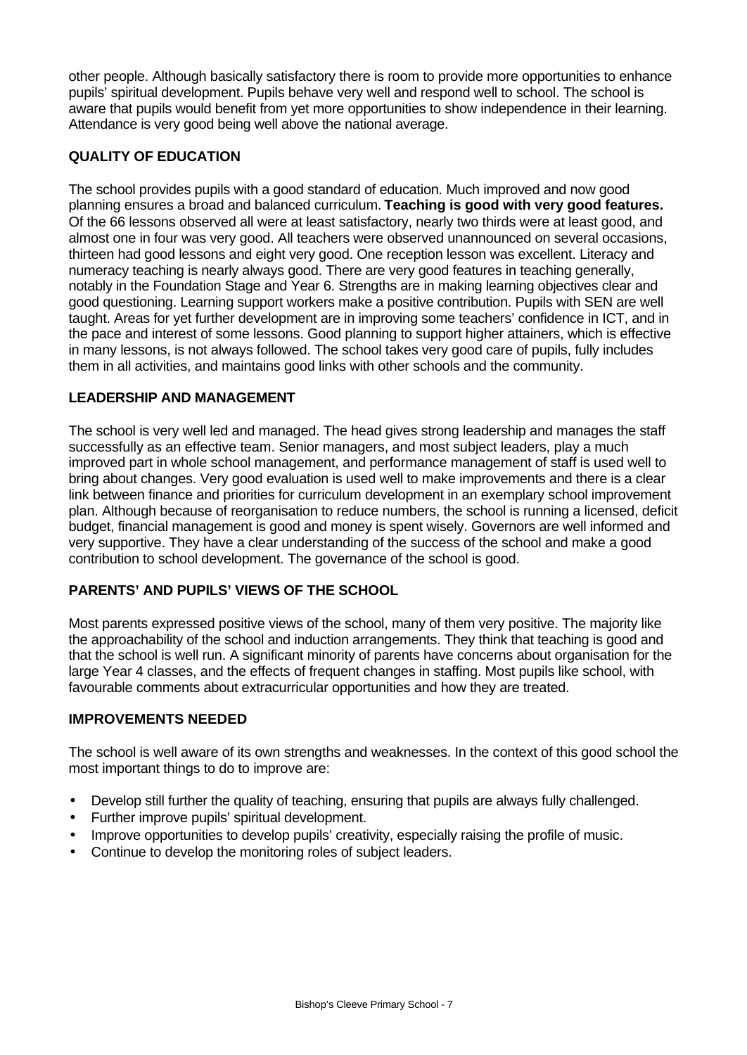other people. Although basically satisfactory there is room to provide more opportunities to enhance pupils' spiritual development. Pupils behave very well and respond well to school. The school is aware that pupils would benefit from yet more opportunities to show independence in their learning. Attendance is very good being well above the national average.

## QUALITY OF EDUCATION

The school provides pupils with a good standard of education. Much improved and now good planning ensures a broad and balanced curriculum. **Teaching is good with very good features.** Of the 66 lessons observed all were at least satisfactory, nearly two thirds were at least good, and almost one in four was very good. All teachers were observed unannounced on several occasions, thirteen had good lessons and eight very good. One reception lesson was excellent. Literacy and numeracy teaching is nearly always good. There are very good features in teaching generally, notably in the Foundation Stage and Year 6. Strengths are in making learning objectives clear and good questioning. Learning support workers make a positive contribution. Pupils with SEN are well taught. Areas for yet further development are in improving some teachers' confidence in ICT, and in the pace and interest of some lessons. Good planning to support higher attainers, which is effective in many lessons, is not always followed. The school takes very good care of pupils, fully includes them in all activities, and maintains good links with other schools and the community.

## LEADERSHIP AND MANAGEMENT

The school is very well led and managed. The head gives strong leadership and manages the staff successfully as an effective team. Senior managers, and most subject leaders, play a much improved part in whole school management, and performance management of staff is used well to bring about changes. Very good evaluation is used well to make improvements and there is a clear link between finance and priorities for curriculum development in an exemplary school improvement plan. Although because of reorganisation to reduce numbers, the school is running a licensed, deficit budget, financial management is good and money is spent wisely. Governors are well informed and very supportive. They have a clear understanding of the success of the school and make a good contribution to school development. The governance of the school is good.

## PARENTS' AND PUPILS' VIEWS OF THE SCHOOL

Most parents expressed positive views of the school, many of them very positive. The majority like the approachability of the school and induction arrangements. They think that teaching is good and that the school is well run. A significant minority of parents have concerns about organisation for the large Year 4 classes, and the effects of frequent changes in staffing. Most pupils like school, with favourable comments about extracurricular opportunities and how they are treated.

## IMPROVEMENTS NEEDED

The school is well aware of its own strengths and weaknesses. In the context of this good school the most important things to do to improve are:

- Develop still further the quality of teaching, ensuring that pupils are always fully challenged.
- Further improve pupils' spiritual development.
- Improve opportunities to develop pupils' creativity, especially raising the profile of music.
- Continue to develop the monitoring roles of subject leaders.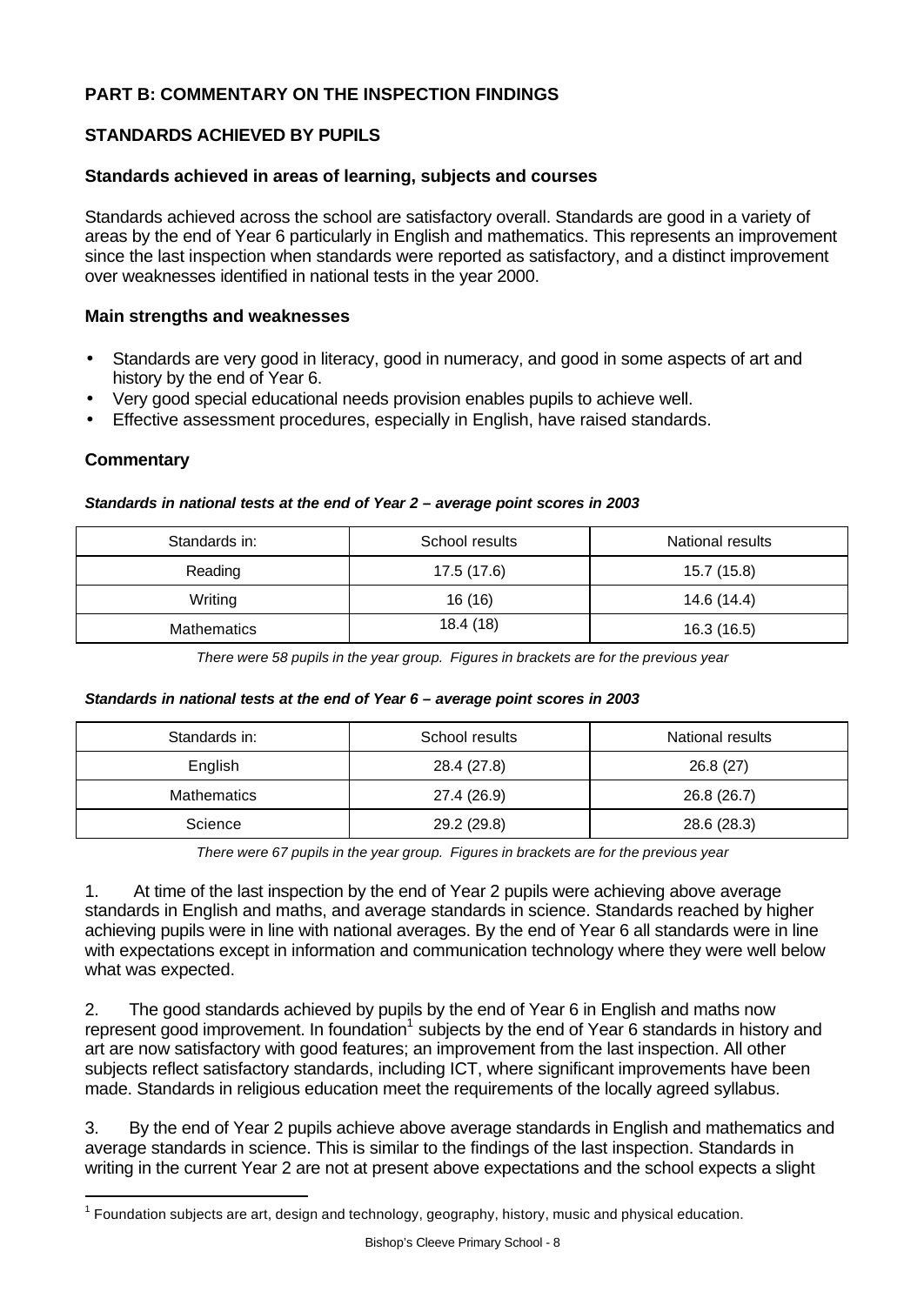## PART B: COMMENTARY ON THE INSPECTION FINDINGS

### STANDARDS ACHIEVED BY PUPILS

#### Standards achieved in areas of learning, subjects and courses

Standards achieved across the school are satisfactory overall. Standards are good in a variety of areas by the end of Year 6 particularly in English and mathematics. This represents an improvement since the last inspection when standards were reported as satisfactory, and a distinct improvement over weaknesses identified in national tests in the year 2000.

#### Main strengths and weaknesses

- Standards are very good in literacy, good in numeracy, and good in some aspects of art and history by the end of Year 6.
- Very good special educational needs provision enables pupils to achieve well.
- Effective assessment procedures, especially in English, have raised standards.

#### Commentary

***Standards in national tests at the end of Year 2 – average point scores in 2003***

| Standards in: | School results | National results |
|---|---|---|
| Reading | 17.5 (17.6) | 15.7 (15.8) |
| Writing | 16 (16) | 14.6 (14.4) |
| Mathematics | 18.4 (18) | 16.3 (16.5) |

*There were 58 pupils in the year group. Figures in brackets are for the previous year*

***Standards in national tests at the end of Year 6 – average point scores in 2003***

| Standards in: | School results | National results |
|---|---|---|
| English | 28.4 (27.8) | 26.8 (27) |
| Mathematics | 27.4 (26.9) | 26.8 (26.7) |
| Science | 29.2 (29.8) | 28.6 (28.3) |

*There were 67 pupils in the year group. Figures in brackets are for the previous year*

1. At time of the last inspection by the end of Year 2 pupils were achieving above average standards in English and maths, and average standards in science. Standards reached by higher achieving pupils were in line with national averages. By the end of Year 6 all standards were in line with expectations except in information and communication technology where they were well below what was expected.

2. The good standards achieved by pupils by the end of Year 6 in English and maths now represent good improvement. In foundation[1] subjects by the end of Year 6 standards in history and art are now satisfactory with good features; an improvement from the last inspection. All other subjects reflect satisfactory standards, including ICT, where significant improvements have been made. Standards in religious education meet the requirements of the locally agreed syllabus.

3. By the end of Year 2 pupils achieve above average standards in English and mathematics and average standards in science. This is similar to the findings of the last inspection. Standards in writing in the current Year 2 are not at present above expectations and the school expects a slight

[1] Foundation subjects are art, design and technology, geography, history, music and physical education.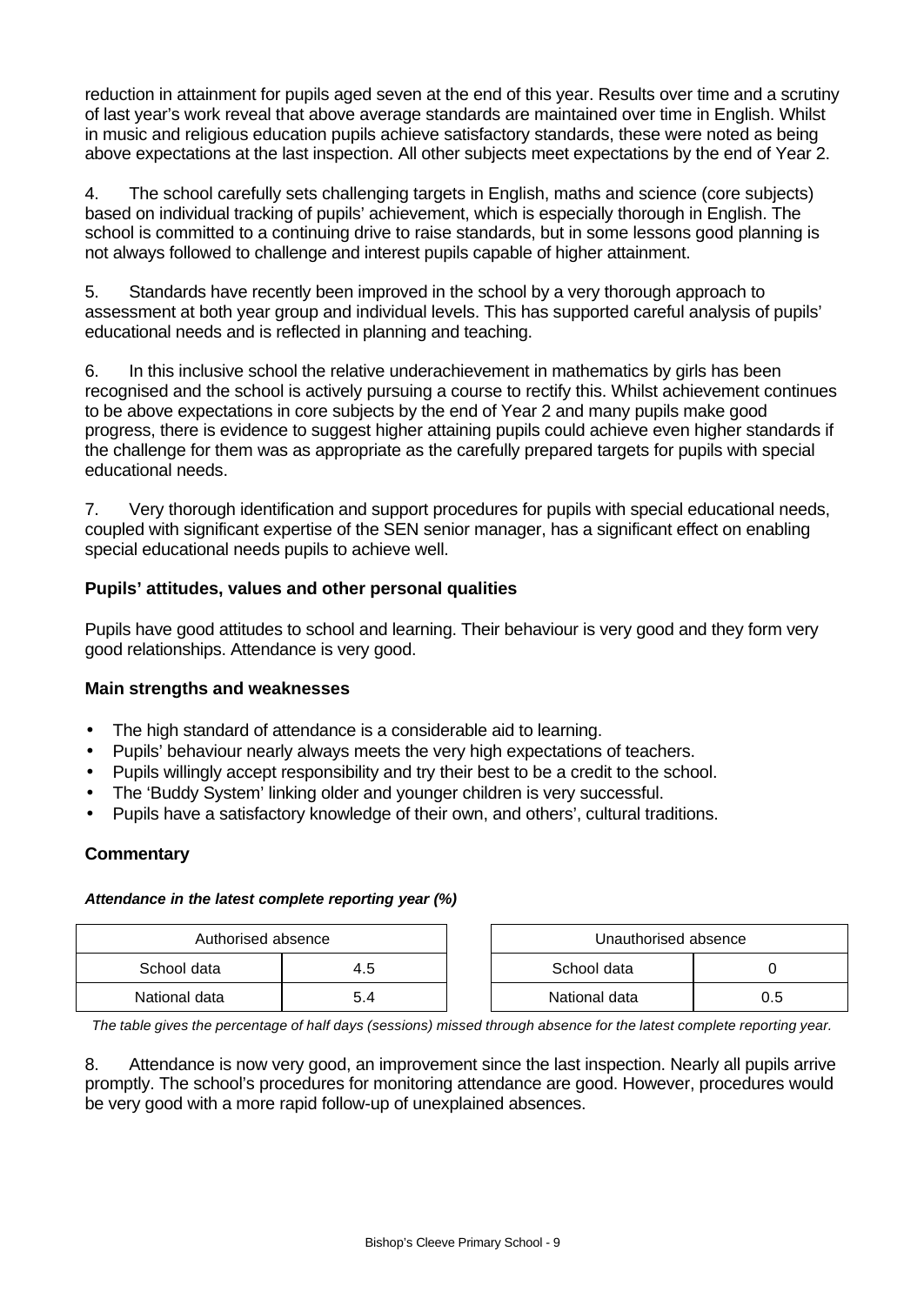reduction in attainment for pupils aged seven at the end of this year. Results over time and a scrutiny of last year's work reveal that above average standards are maintained over time in English. Whilst in music and religious education pupils achieve satisfactory standards, these were noted as being above expectations at the last inspection. All other subjects meet expectations by the end of Year 2.

4. The school carefully sets challenging targets in English, maths and science (core subjects) based on individual tracking of pupils' achievement, which is especially thorough in English. The school is committed to a continuing drive to raise standards, but in some lessons good planning is not always followed to challenge and interest pupils capable of higher attainment.

5. Standards have recently been improved in the school by a very thorough approach to assessment at both year group and individual levels. This has supported careful analysis of pupils' educational needs and is reflected in planning and teaching.

6. In this inclusive school the relative underachievement in mathematics by girls has been recognised and the school is actively pursuing a course to rectify this. Whilst achievement continues to be above expectations in core subjects by the end of Year 2 and many pupils make good progress, there is evidence to suggest higher attaining pupils could achieve even higher standards if the challenge for them was as appropriate as the carefully prepared targets for pupils with special educational needs.

7. Very thorough identification and support procedures for pupils with special educational needs, coupled with significant expertise of the SEN senior manager, has a significant effect on enabling special educational needs pupils to achieve well.

### Pupils' attitudes, values and other personal qualities

Pupils have good attitudes to school and learning. Their behaviour is very good and they form very good relationships. Attendance is very good.

### Main strengths and weaknesses

- The high standard of attendance is a considerable aid to learning.
- Pupils' behaviour nearly always meets the very high expectations of teachers.
- Pupils willingly accept responsibility and try their best to be a credit to the school.
- The 'Buddy System' linking older and younger children is very successful.
- Pupils have a satisfactory knowledge of their own, and others', cultural traditions.

### Commentary

***Attendance in the latest complete reporting year (%)***

| Authorised absence | |
|---|---|
| School data | 4.5 |
| National data | 5.4 |

| Unauthorised absence | |
|---|---|
| School data | 0 |
| National data | 0.5 |

*The table gives the percentage of half days (sessions) missed through absence for the latest complete reporting year.*

8. Attendance is now very good, an improvement since the last inspection. Nearly all pupils arrive promptly. The school's procedures for monitoring attendance are good. However, procedures would be very good with a more rapid follow-up of unexplained absences.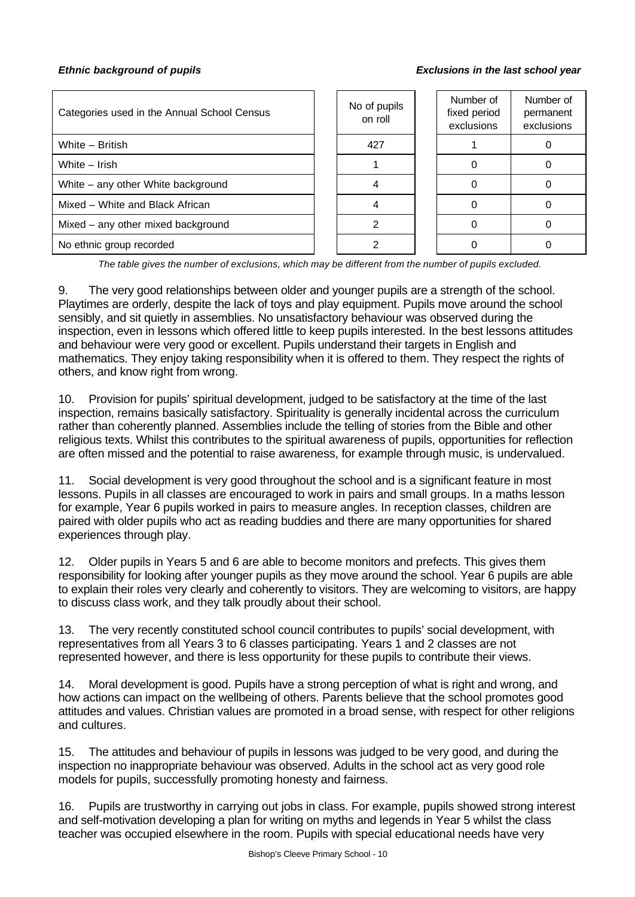***Ethnic background of pupils*** ***Exclusions in the last school year***

| Categories used in the Annual School Census | No of pupils on roll | Number of fixed period exclusions | Number of permanent exclusions |
|---|---|---|---|
| White – British | 427 | 1 | 0 |
| White – Irish | 1 | 0 | 0 |
| White – any other White background | 4 | 0 | 0 |
| Mixed – White and Black African | 4 | 0 | 0 |
| Mixed – any other mixed background | 2 | 0 | 0 |
| No ethnic group recorded | 2 | 0 | 0 |

*The table gives the number of exclusions, which may be different from the number of pupils excluded.*

9. The very good relationships between older and younger pupils are a strength of the school. Playtimes are orderly, despite the lack of toys and play equipment. Pupils move around the school sensibly, and sit quietly in assemblies. No unsatisfactory behaviour was observed during the inspection, even in lessons which offered little to keep pupils interested. In the best lessons attitudes and behaviour were very good or excellent. Pupils understand their targets in English and mathematics. They enjoy taking responsibility when it is offered to them. They respect the rights of others, and know right from wrong.

10. Provision for pupils' spiritual development, judged to be satisfactory at the time of the last inspection, remains basically satisfactory. Spirituality is generally incidental across the curriculum rather than coherently planned. Assemblies include the telling of stories from the Bible and other religious texts. Whilst this contributes to the spiritual awareness of pupils, opportunities for reflection are often missed and the potential to raise awareness, for example through music, is undervalued.

11. Social development is very good throughout the school and is a significant feature in most lessons. Pupils in all classes are encouraged to work in pairs and small groups. In a maths lesson for example, Year 6 pupils worked in pairs to measure angles. In reception classes, children are paired with older pupils who act as reading buddies and there are many opportunities for shared experiences through play.

12. Older pupils in Years 5 and 6 are able to become monitors and prefects. This gives them responsibility for looking after younger pupils as they move around the school. Year 6 pupils are able to explain their roles very clearly and coherently to visitors. They are welcoming to visitors, are happy to discuss class work, and they talk proudly about their school.

13. The very recently constituted school council contributes to pupils' social development, with representatives from all Years 3 to 6 classes participating. Years 1 and 2 classes are not represented however, and there is less opportunity for these pupils to contribute their views.

14. Moral development is good. Pupils have a strong perception of what is right and wrong, and how actions can impact on the wellbeing of others. Parents believe that the school promotes good attitudes and values. Christian values are promoted in a broad sense, with respect for other religions and cultures.

15. The attitudes and behaviour of pupils in lessons was judged to be very good, and during the inspection no inappropriate behaviour was observed. Adults in the school act as very good role models for pupils, successfully promoting honesty and fairness.

16. Pupils are trustworthy in carrying out jobs in class. For example, pupils showed strong interest and self-motivation developing a plan for writing on myths and legends in Year 5 whilst the class teacher was occupied elsewhere in the room. Pupils with special educational needs have very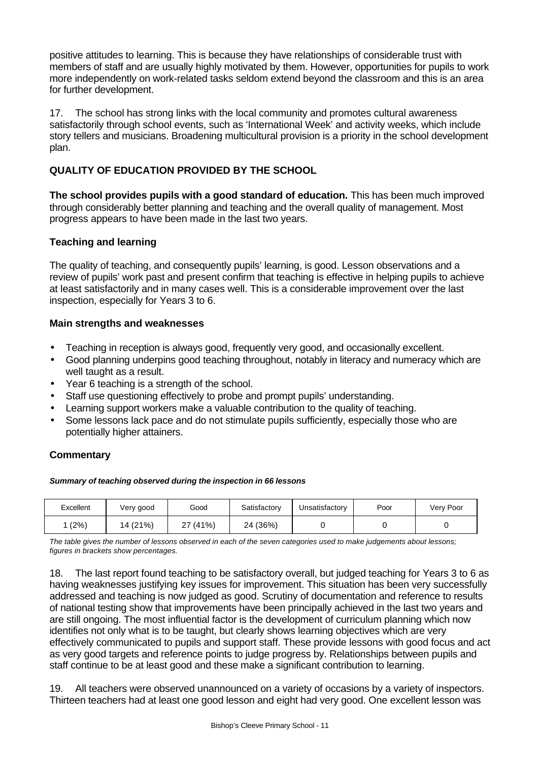positive attitudes to learning. This is because they have relationships of considerable trust with members of staff and are usually highly motivated by them. However, opportunities for pupils to work more independently on work-related tasks seldom extend beyond the classroom and this is an area for further development.

17. The school has strong links with the local community and promotes cultural awareness satisfactorily through school events, such as 'International Week' and activity weeks, which include story tellers and musicians. Broadening multicultural provision is a priority in the school development plan.

## QUALITY OF EDUCATION PROVIDED BY THE SCHOOL

**The school provides pupils with a good standard of education.** This has been much improved through considerably better planning and teaching and the overall quality of management. Most progress appears to have been made in the last two years.

### Teaching and learning

The quality of teaching, and consequently pupils' learning, is good. Lesson observations and a review of pupils' work past and present confirm that teaching is effective in helping pupils to achieve at least satisfactorily and in many cases well. This is a considerable improvement over the last inspection, especially for Years 3 to 6.

### Main strengths and weaknesses

- Teaching in reception is always good, frequently very good, and occasionally excellent.
- Good planning underpins good teaching throughout, notably in literacy and numeracy which are well taught as a result.
- Year 6 teaching is a strength of the school.
- Staff use questioning effectively to probe and prompt pupils' understanding.
- Learning support workers make a valuable contribution to the quality of teaching.
- Some lessons lack pace and do not stimulate pupils sufficiently, especially those who are potentially higher attainers.

### Commentary

***Summary of teaching observed during the inspection in 66 lessons***

| Excellent | Very good | Good | Satisfactory | Unsatisfactory | Poor | Very Poor |
|---|---|---|---|---|---|---|
| 1 (2%) | 14 (21%) | 27 (41%) | 24 (36%) | 0 | 0 | 0 |

*The table gives the number of lessons observed in each of the seven categories used to make judgements about lessons; figures in brackets show percentages.*

18. The last report found teaching to be satisfactory overall, but judged teaching for Years 3 to 6 as having weaknesses justifying key issues for improvement. This situation has been very successfully addressed and teaching is now judged as good. Scrutiny of documentation and reference to results of national testing show that improvements have been principally achieved in the last two years and are still ongoing. The most influential factor is the development of curriculum planning which now identifies not only what is to be taught, but clearly shows learning objectives which are very effectively communicated to pupils and support staff. These provide lessons with good focus and act as very good targets and reference points to judge progress by. Relationships between pupils and staff continue to be at least good and these make a significant contribution to learning.

19. All teachers were observed unannounced on a variety of occasions by a variety of inspectors. Thirteen teachers had at least one good lesson and eight had very good. One excellent lesson was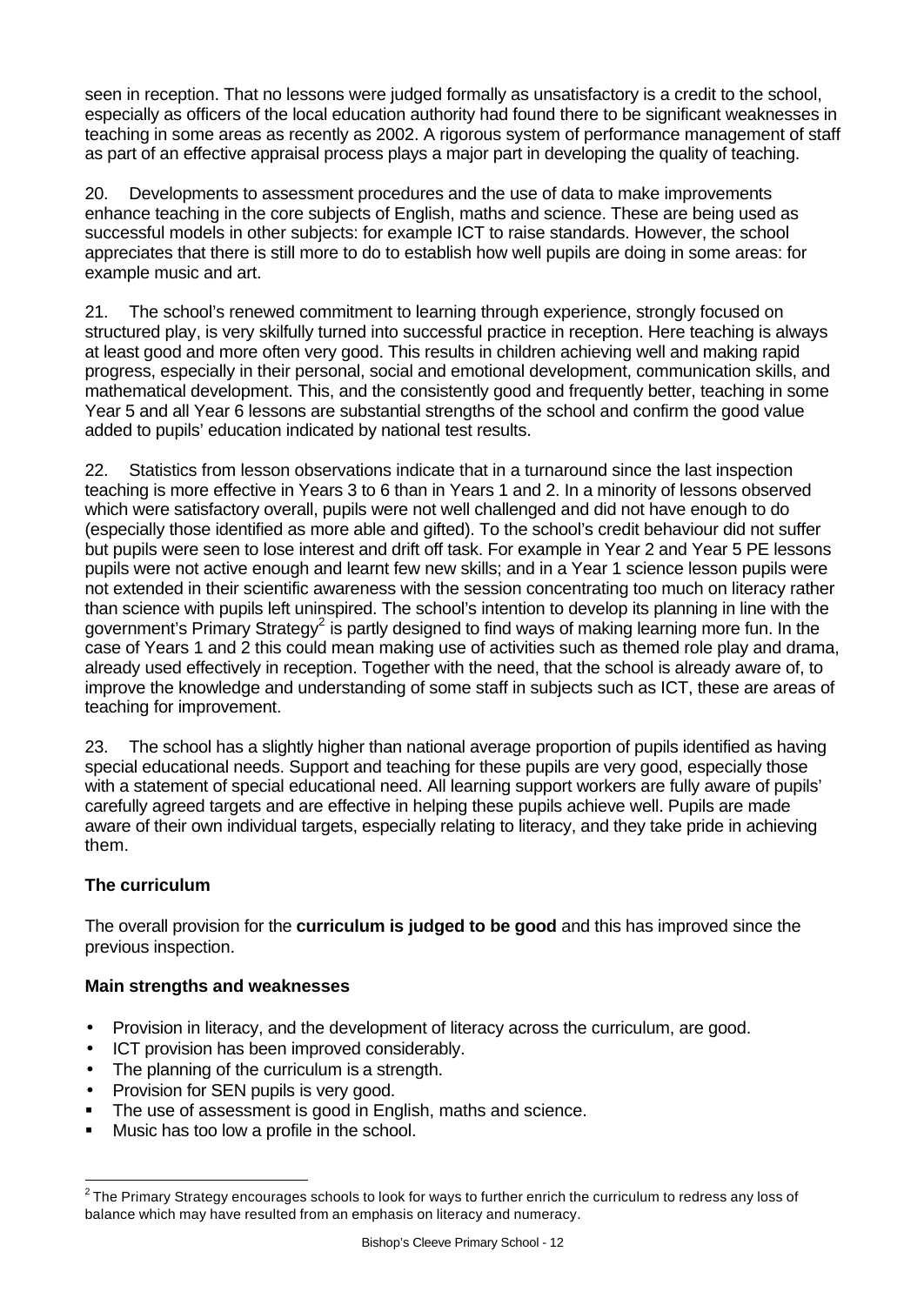seen in reception. That no lessons were judged formally as unsatisfactory is a credit to the school, especially as officers of the local education authority had found there to be significant weaknesses in teaching in some areas as recently as 2002. A rigorous system of performance management of staff as part of an effective appraisal process plays a major part in developing the quality of teaching.

20. Developments to assessment procedures and the use of data to make improvements enhance teaching in the core subjects of English, maths and science. These are being used as successful models in other subjects: for example ICT to raise standards. However, the school appreciates that there is still more to do to establish how well pupils are doing in some areas: for example music and art.

21. The school's renewed commitment to learning through experience, strongly focused on structured play, is very skilfully turned into successful practice in reception. Here teaching is always at least good and more often very good. This results in children achieving well and making rapid progress, especially in their personal, social and emotional development, communication skills, and mathematical development. This, and the consistently good and frequently better, teaching in some Year 5 and all Year 6 lessons are substantial strengths of the school and confirm the good value added to pupils' education indicated by national test results.

22. Statistics from lesson observations indicate that in a turnaround since the last inspection teaching is more effective in Years 3 to 6 than in Years 1 and 2. In a minority of lessons observed which were satisfactory overall, pupils were not well challenged and did not have enough to do (especially those identified as more able and gifted). To the school's credit behaviour did not suffer but pupils were seen to lose interest and drift off task. For example in Year 2 and Year 5 PE lessons pupils were not active enough and learnt few new skills; and in a Year 1 science lesson pupils were not extended in their scientific awareness with the session concentrating too much on literacy rather than science with pupils left uninspired. The school's intention to develop its planning in line with the government's Primary Strategy[2] is partly designed to find ways of making learning more fun. In the case of Years 1 and 2 this could mean making use of activities such as themed role play and drama, already used effectively in reception. Together with the need, that the school is already aware of, to improve the knowledge and understanding of some staff in subjects such as ICT, these are areas of teaching for improvement.

23. The school has a slightly higher than national average proportion of pupils identified as having special educational needs. Support and teaching for these pupils are very good, especially those with a statement of special educational need. All learning support workers are fully aware of pupils' carefully agreed targets and are effective in helping these pupils achieve well. Pupils are made aware of their own individual targets, especially relating to literacy, and they take pride in achieving them.

### The curriculum

The overall provision for the **curriculum is judged to be good** and this has improved since the previous inspection.

#### Main strengths and weaknesses

- Provision in literacy, and the development of literacy across the curriculum, are good.
- ICT provision has been improved considerably.
- The planning of the curriculum is a strength.
- Provision for SEN pupils is very good.
- The use of assessment is good in English, maths and science.
- Music has too low a profile in the school.

---

[2] The Primary Strategy encourages schools to look for ways to further enrich the curriculum to redress any loss of balance which may have resulted from an emphasis on literacy and numeracy.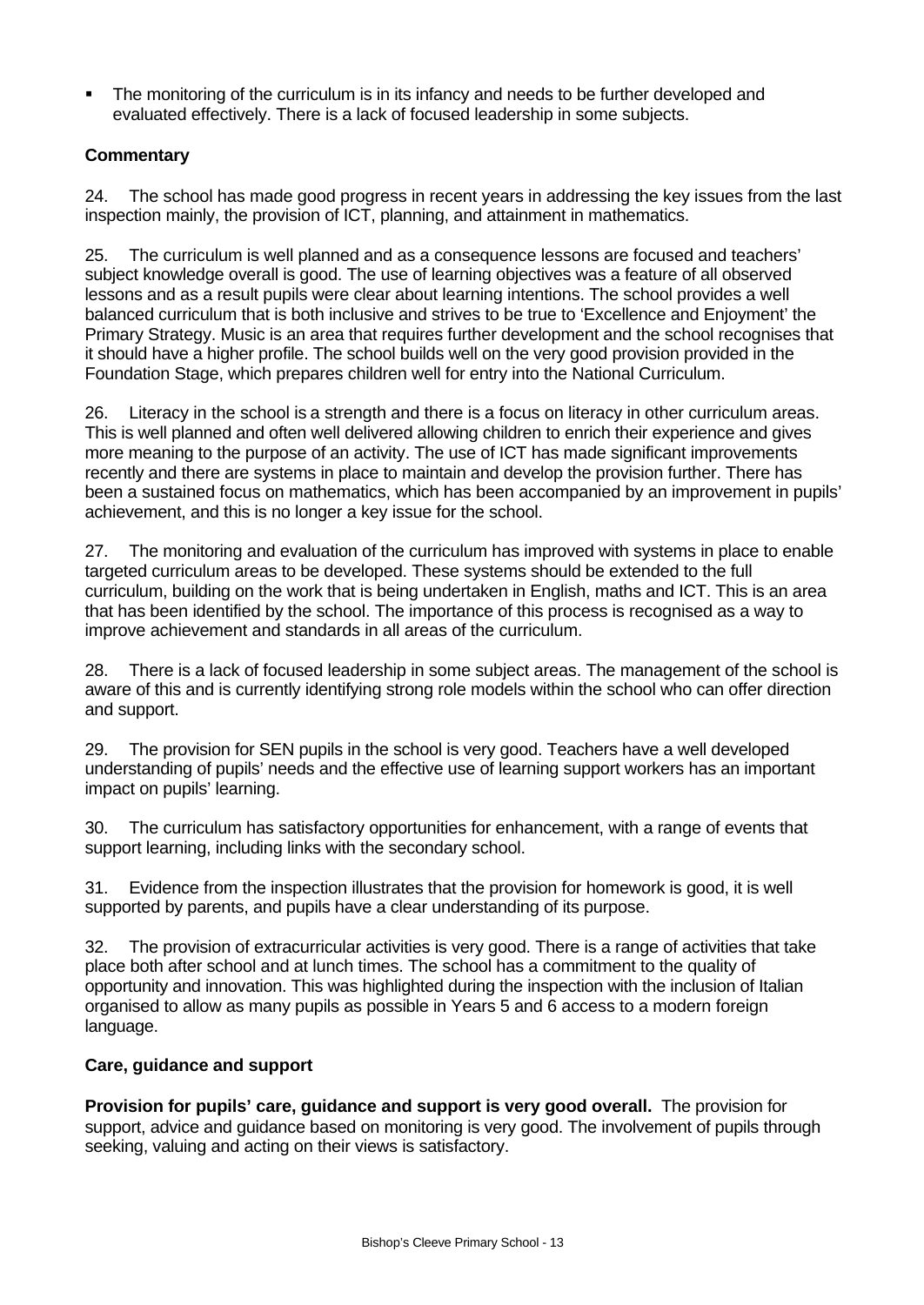- The monitoring of the curriculum is in its infancy and needs to be further developed and evaluated effectively. There is a lack of focused leadership in some subjects.

### Commentary

24. The school has made good progress in recent years in addressing the key issues from the last inspection mainly, the provision of ICT, planning, and attainment in mathematics.

25. The curriculum is well planned and as a consequence lessons are focused and teachers' subject knowledge overall is good. The use of learning objectives was a feature of all observed lessons and as a result pupils were clear about learning intentions. The school provides a well balanced curriculum that is both inclusive and strives to be true to 'Excellence and Enjoyment' the Primary Strategy. Music is an area that requires further development and the school recognises that it should have a higher profile. The school builds well on the very good provision provided in the Foundation Stage, which prepares children well for entry into the National Curriculum.

26. Literacy in the school is a strength and there is a focus on literacy in other curriculum areas. This is well planned and often well delivered allowing children to enrich their experience and gives more meaning to the purpose of an activity. The use of ICT has made significant improvements recently and there are systems in place to maintain and develop the provision further. There has been a sustained focus on mathematics, which has been accompanied by an improvement in pupils' achievement, and this is no longer a key issue for the school.

27. The monitoring and evaluation of the curriculum has improved with systems in place to enable targeted curriculum areas to be developed. These systems should be extended to the full curriculum, building on the work that is being undertaken in English, maths and ICT. This is an area that has been identified by the school. The importance of this process is recognised as a way to improve achievement and standards in all areas of the curriculum.

28. There is a lack of focused leadership in some subject areas. The management of the school is aware of this and is currently identifying strong role models within the school who can offer direction and support.

29. The provision for SEN pupils in the school is very good. Teachers have a well developed understanding of pupils' needs and the effective use of learning support workers has an important impact on pupils' learning.

30. The curriculum has satisfactory opportunities for enhancement, with a range of events that support learning, including links with the secondary school.

31. Evidence from the inspection illustrates that the provision for homework is good, it is well supported by parents, and pupils have a clear understanding of its purpose.

32. The provision of extracurricular activities is very good. There is a range of activities that take place both after school and at lunch times. The school has a commitment to the quality of opportunity and innovation. This was highlighted during the inspection with the inclusion of Italian organised to allow as many pupils as possible in Years 5 and 6 access to a modern foreign language.

### Care, guidance and support

**Provision for pupils' care, guidance and support is very good overall.** The provision for support, advice and guidance based on monitoring is very good. The involvement of pupils through seeking, valuing and acting on their views is satisfactory.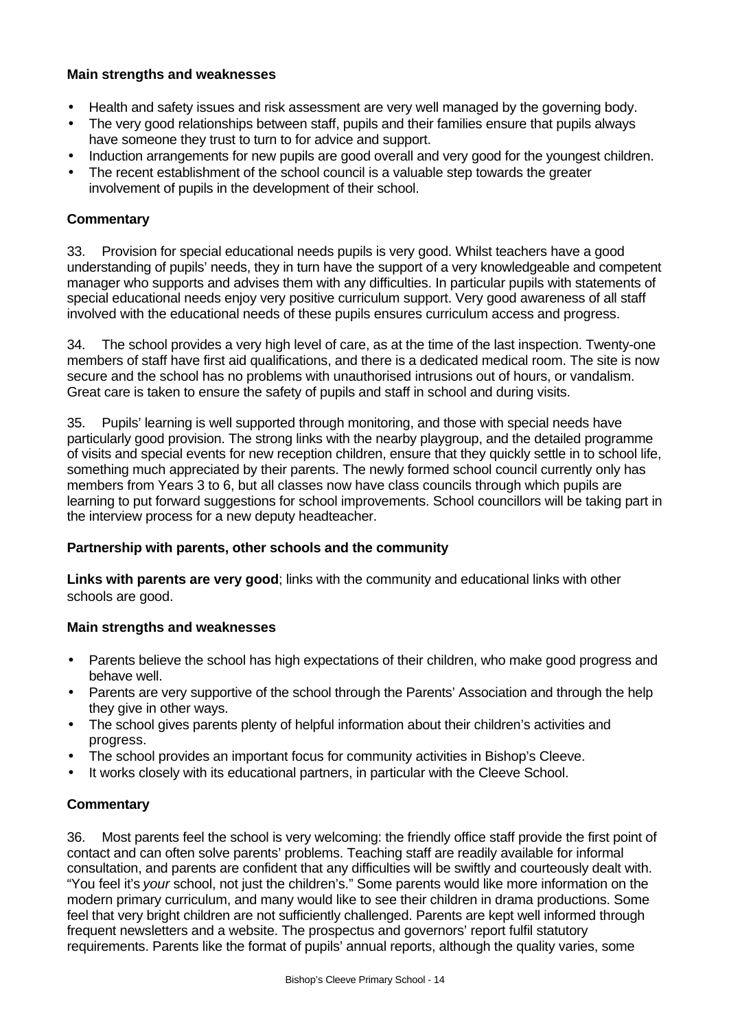### Main strengths and weaknesses

- Health and safety issues and risk assessment are very well managed by the governing body.
- The very good relationships between staff, pupils and their families ensure that pupils always have someone they trust to turn to for advice and support.
- Induction arrangements for new pupils are good overall and very good for the youngest children.
- The recent establishment of the school council is a valuable step towards the greater involvement of pupils in the development of their school.

### Commentary

33. Provision for special educational needs pupils is very good. Whilst teachers have a good understanding of pupils' needs, they in turn have the support of a very knowledgeable and competent manager who supports and advises them with any difficulties. In particular pupils with statements of special educational needs enjoy very positive curriculum support. Very good awareness of all staff involved with the educational needs of these pupils ensures curriculum access and progress.

34. The school provides a very high level of care, as at the time of the last inspection. Twenty-one members of staff have first aid qualifications, and there is a dedicated medical room. The site is now secure and the school has no problems with unauthorised intrusions out of hours, or vandalism. Great care is taken to ensure the safety of pupils and staff in school and during visits.

35. Pupils' learning is well supported through monitoring, and those with special needs have particularly good provision. The strong links with the nearby playgroup, and the detailed programme of visits and special events for new reception children, ensure that they quickly settle in to school life, something much appreciated by their parents. The newly formed school council currently only has members from Years 3 to 6, but all classes now have class councils through which pupils are learning to put forward suggestions for school improvements. School councillors will be taking part in the interview process for a new deputy headteacher.

### Partnership with parents, other schools and the community

**Links with parents are very good**; links with the community and educational links with other schools are good.

### Main strengths and weaknesses

- Parents believe the school has high expectations of their children, who make good progress and behave well.
- Parents are very supportive of the school through the Parents' Association and through the help they give in other ways.
- The school gives parents plenty of helpful information about their children's activities and progress.
- The school provides an important focus for community activities in Bishop's Cleeve.
- It works closely with its educational partners, in particular with the Cleeve School.

### Commentary

36. Most parents feel the school is very welcoming: the friendly office staff provide the first point of contact and can often solve parents' problems. Teaching staff are readily available for informal consultation, and parents are confident that any difficulties will be swiftly and courteously dealt with. "You feel it's *your* school, not just the children's." Some parents would like more information on the modern primary curriculum, and many would like to see their children in drama productions. Some feel that very bright children are not sufficiently challenged. Parents are kept well informed through frequent newsletters and a website. The prospectus and governors' report fulfil statutory requirements. Parents like the format of pupils' annual reports, although the quality varies, some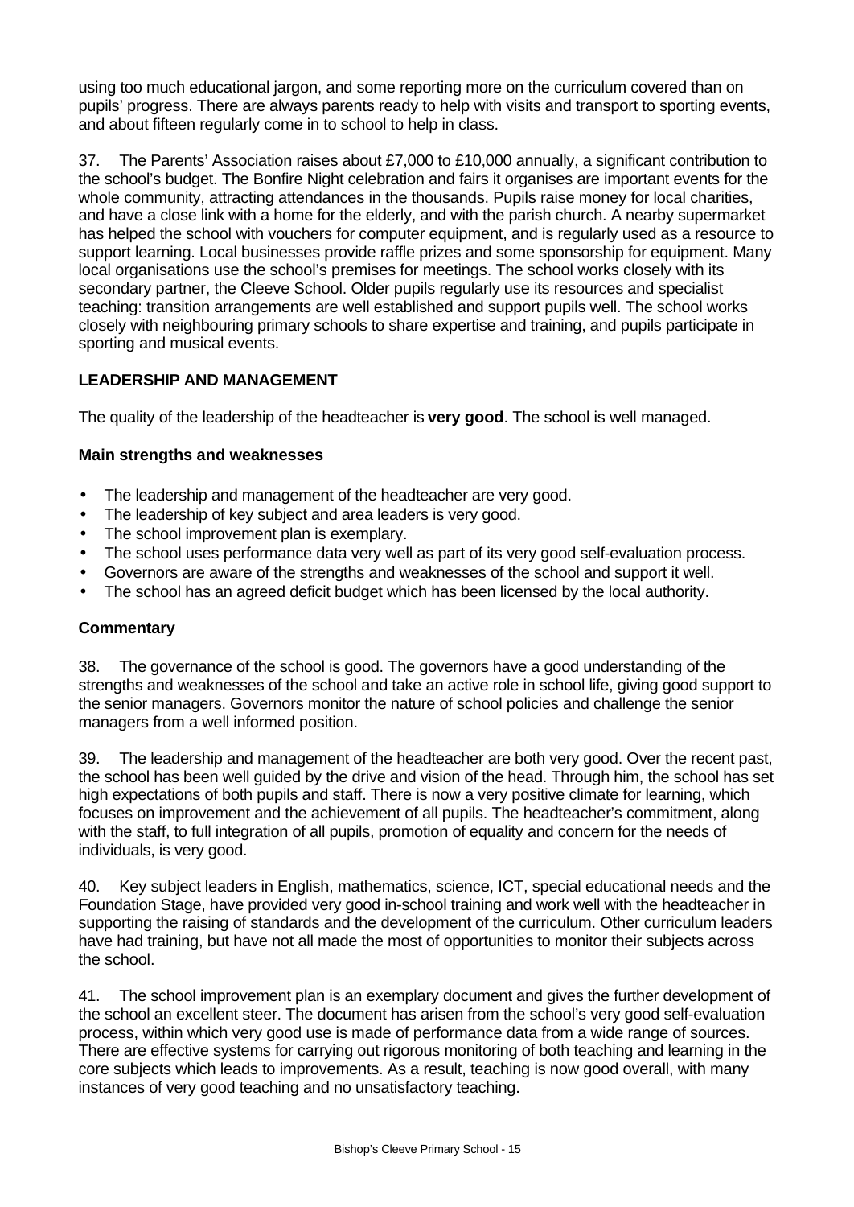using too much educational jargon, and some reporting more on the curriculum covered than on pupils' progress. There are always parents ready to help with visits and transport to sporting events, and about fifteen regularly come in to school to help in class.

37. The Parents' Association raises about £7,000 to £10,000 annually, a significant contribution to the school's budget. The Bonfire Night celebration and fairs it organises are important events for the whole community, attracting attendances in the thousands. Pupils raise money for local charities, and have a close link with a home for the elderly, and with the parish church. A nearby supermarket has helped the school with vouchers for computer equipment, and is regularly used as a resource to support learning. Local businesses provide raffle prizes and some sponsorship for equipment. Many local organisations use the school's premises for meetings. The school works closely with its secondary partner, the Cleeve School. Older pupils regularly use its resources and specialist teaching: transition arrangements are well established and support pupils well. The school works closely with neighbouring primary schools to share expertise and training, and pupils participate in sporting and musical events.

## LEADERSHIP AND MANAGEMENT

The quality of the leadership of the headteacher is **very good**. The school is well managed.

### Main strengths and weaknesses

- The leadership and management of the headteacher are very good.
- The leadership of key subject and area leaders is very good.
- The school improvement plan is exemplary.
- The school uses performance data very well as part of its very good self-evaluation process.
- Governors are aware of the strengths and weaknesses of the school and support it well.
- The school has an agreed deficit budget which has been licensed by the local authority.

### Commentary

38. The governance of the school is good. The governors have a good understanding of the strengths and weaknesses of the school and take an active role in school life, giving good support to the senior managers. Governors monitor the nature of school policies and challenge the senior managers from a well informed position.

39. The leadership and management of the headteacher are both very good. Over the recent past, the school has been well guided by the drive and vision of the head. Through him, the school has set high expectations of both pupils and staff. There is now a very positive climate for learning, which focuses on improvement and the achievement of all pupils. The headteacher's commitment, along with the staff, to full integration of all pupils, promotion of equality and concern for the needs of individuals, is very good.

40. Key subject leaders in English, mathematics, science, ICT, special educational needs and the Foundation Stage, have provided very good in-school training and work well with the headteacher in supporting the raising of standards and the development of the curriculum. Other curriculum leaders have had training, but have not all made the most of opportunities to monitor their subjects across the school.

41. The school improvement plan is an exemplary document and gives the further development of the school an excellent steer. The document has arisen from the school's very good self-evaluation process, within which very good use is made of performance data from a wide range of sources. There are effective systems for carrying out rigorous monitoring of both teaching and learning in the core subjects which leads to improvements. As a result, teaching is now good overall, with many instances of very good teaching and no unsatisfactory teaching.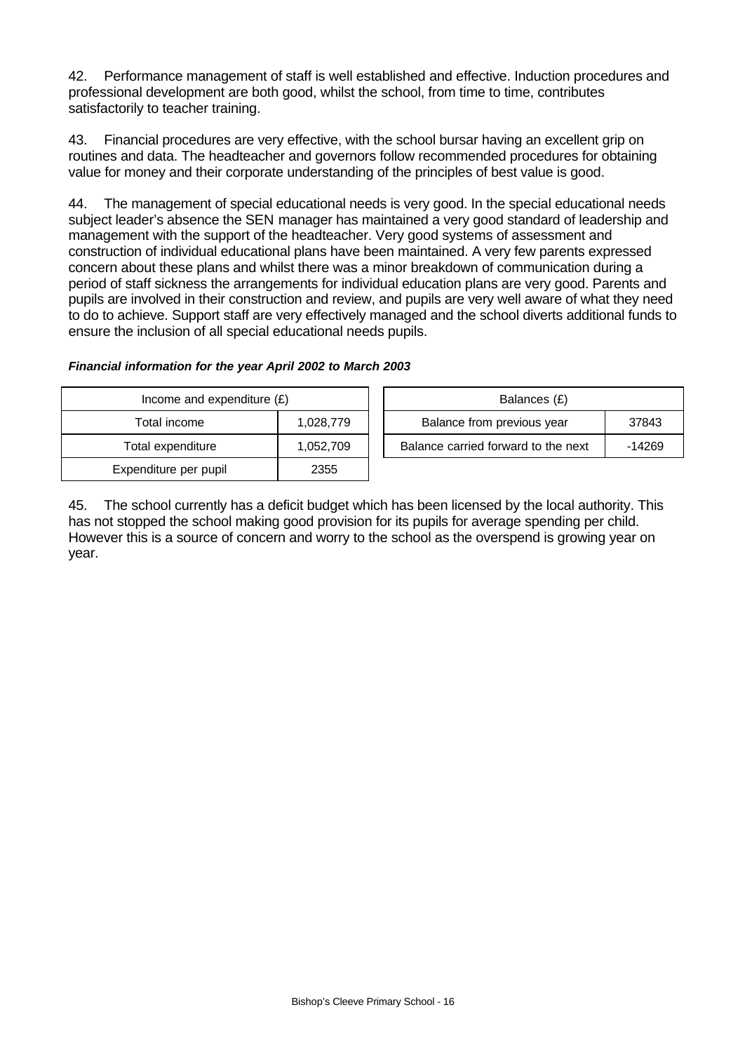42. Performance management of staff is well established and effective. Induction procedures and professional development are both good, whilst the school, from time to time, contributes satisfactorily to teacher training.

43. Financial procedures are very effective, with the school bursar having an excellent grip on routines and data. The headteacher and governors follow recommended procedures for obtaining value for money and their corporate understanding of the principles of best value is good.

44. The management of special educational needs is very good. In the special educational needs subject leader's absence the SEN manager has maintained a very good standard of leadership and management with the support of the headteacher. Very good systems of assessment and construction of individual educational plans have been maintained. A very few parents expressed concern about these plans and whilst there was a minor breakdown of communication during a period of staff sickness the arrangements for individual education plans are very good. Parents and pupils are involved in their construction and review, and pupils are very well aware of what they need to do to achieve. Support staff are very effectively managed and the school diverts additional funds to ensure the inclusion of all special educational needs pupils.

***Financial information for the year April 2002 to March 2003***

| Income and expenditure (£) | |
|---|---|
| Total income | 1,028,779 |
| Total expenditure | 1,052,709 |
| Expenditure per pupil | 2355 |

| Balances (£) | |
|---|---|
| Balance from previous year | 37843 |
| Balance carried forward to the next | -14269 |

45. The school currently has a deficit budget which has been licensed by the local authority. This has not stopped the school making good provision for its pupils for average spending per child. However this is a source of concern and worry to the school as the overspend is growing year on year.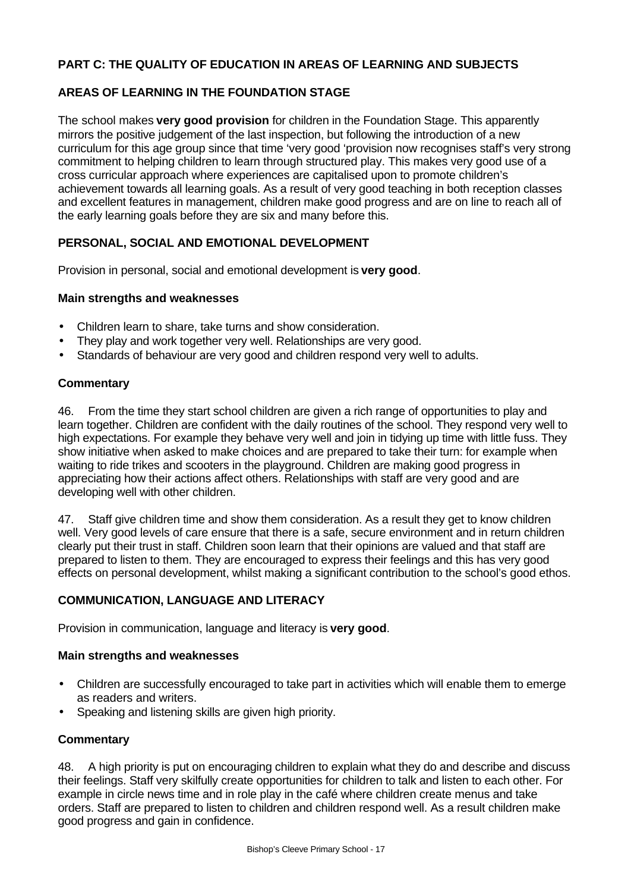## PART C: THE QUALITY OF EDUCATION IN AREAS OF LEARNING AND SUBJECTS

### AREAS OF LEARNING IN THE FOUNDATION STAGE

The school makes **very good provision** for children in the Foundation Stage. This apparently mirrors the positive judgement of the last inspection, but following the introduction of a new curriculum for this age group since that time 'very good 'provision now recognises staff's very strong commitment to helping children to learn through structured play. This makes very good use of a cross curricular approach where experiences are capitalised upon to promote children's achievement towards all learning goals. As a result of very good teaching in both reception classes and excellent features in management, children make good progress and are on line to reach all of the early learning goals before they are six and many before this.

### PERSONAL, SOCIAL AND EMOTIONAL DEVELOPMENT

Provision in personal, social and emotional development is **very good**.

#### Main strengths and weaknesses

- Children learn to share, take turns and show consideration.
- They play and work together very well. Relationships are very good.
- Standards of behaviour are very good and children respond very well to adults.

#### Commentary

46. From the time they start school children are given a rich range of opportunities to play and learn together. Children are confident with the daily routines of the school. They respond very well to high expectations. For example they behave very well and join in tidying up time with little fuss. They show initiative when asked to make choices and are prepared to take their turn: for example when waiting to ride trikes and scooters in the playground. Children are making good progress in appreciating how their actions affect others. Relationships with staff are very good and are developing well with other children.

47. Staff give children time and show them consideration. As a result they get to know children well. Very good levels of care ensure that there is a safe, secure environment and in return children clearly put their trust in staff. Children soon learn that their opinions are valued and that staff are prepared to listen to them. They are encouraged to express their feelings and this has very good effects on personal development, whilst making a significant contribution to the school's good ethos.

### COMMUNICATION, LANGUAGE AND LITERACY

Provision in communication, language and literacy is **very good**.

#### Main strengths and weaknesses

- Children are successfully encouraged to take part in activities which will enable them to emerge as readers and writers.
- Speaking and listening skills are given high priority.

#### Commentary

48. A high priority is put on encouraging children to explain what they do and describe and discuss their feelings. Staff very skilfully create opportunities for children to talk and listen to each other. For example in circle news time and in role play in the café where children create menus and take orders. Staff are prepared to listen to children and children respond well. As a result children make good progress and gain in confidence.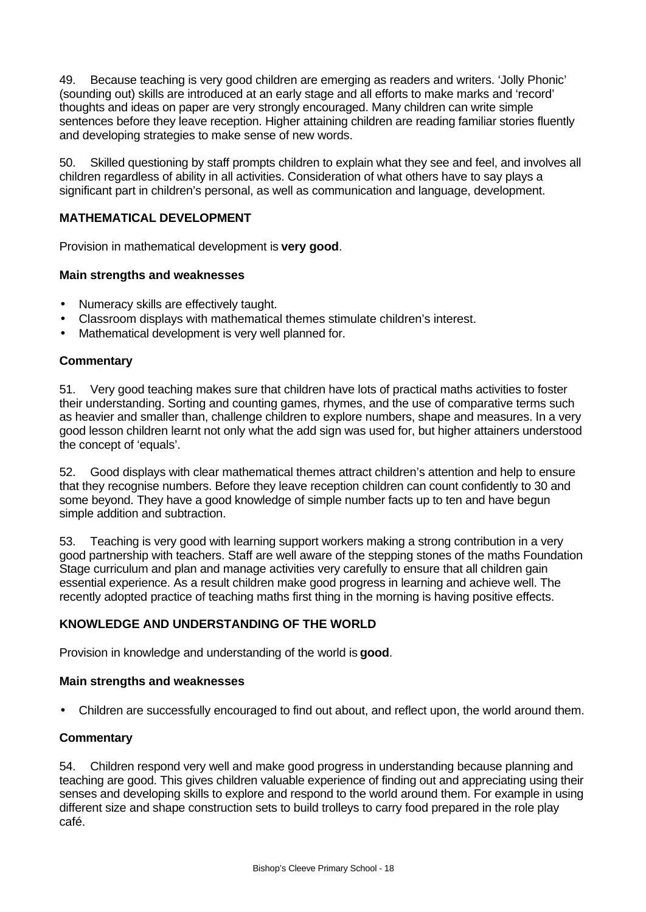49. Because teaching is very good children are emerging as readers and writers. 'Jolly Phonic' (sounding out) skills are introduced at an early stage and all efforts to make marks and 'record' thoughts and ideas on paper are very strongly encouraged. Many children can write simple sentences before they leave reception. Higher attaining children are reading familiar stories fluently and developing strategies to make sense of new words.

50. Skilled questioning by staff prompts children to explain what they see and feel, and involves all children regardless of ability in all activities. Consideration of what others have to say plays a significant part in children's personal, as well as communication and language, development.

### MATHEMATICAL DEVELOPMENT

Provision in mathematical development is **very good**.

#### Main strengths and weaknesses

- Numeracy skills are effectively taught.
- Classroom displays with mathematical themes stimulate children's interest.
- Mathematical development is very well planned for.

#### Commentary

51. Very good teaching makes sure that children have lots of practical maths activities to foster their understanding. Sorting and counting games, rhymes, and the use of comparative terms such as heavier and smaller than, challenge children to explore numbers, shape and measures. In a very good lesson children learnt not only what the add sign was used for, but higher attainers understood the concept of 'equals'.

52. Good displays with clear mathematical themes attract children's attention and help to ensure that they recognise numbers. Before they leave reception children can count confidently to 30 and some beyond. They have a good knowledge of simple number facts up to ten and have begun simple addition and subtraction.

53. Teaching is very good with learning support workers making a strong contribution in a very good partnership with teachers. Staff are well aware of the stepping stones of the maths Foundation Stage curriculum and plan and manage activities very carefully to ensure that all children gain essential experience. As a result children make good progress in learning and achieve well. The recently adopted practice of teaching maths first thing in the morning is having positive effects.

### KNOWLEDGE AND UNDERSTANDING OF THE WORLD

Provision in knowledge and understanding of the world is **good**.

#### Main strengths and weaknesses

- Children are successfully encouraged to find out about, and reflect upon, the world around them.

#### Commentary

54. Children respond very well and make good progress in understanding because planning and teaching are good. This gives children valuable experience of finding out and appreciating using their senses and developing skills to explore and respond to the world around them. For example in using different size and shape construction sets to build trolleys to carry food prepared in the role play café.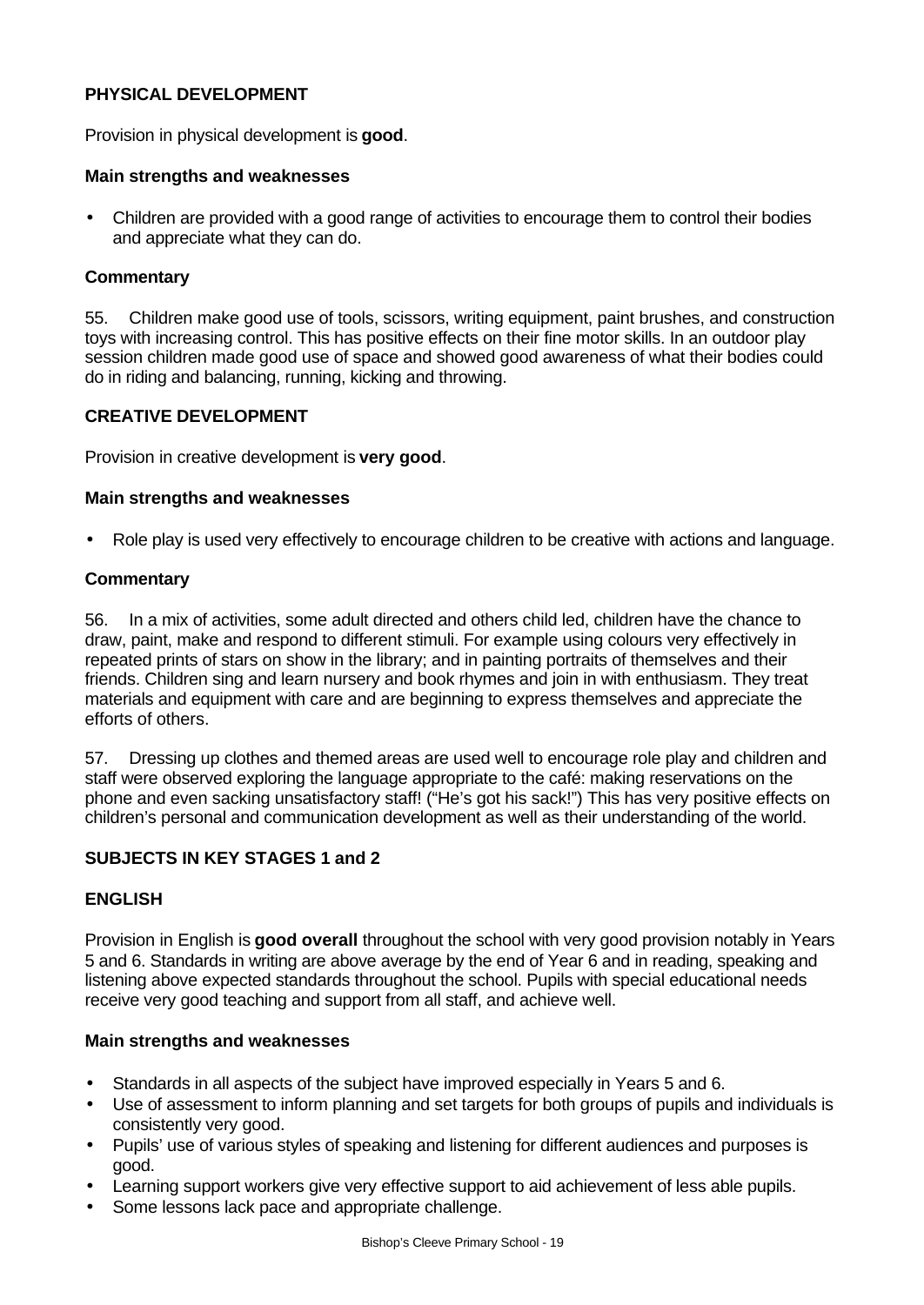**PHYSICAL DEVELOPMENT**

Provision in physical development is **good**.

**Main strengths and weaknesses**

- Children are provided with a good range of activities to encourage them to control their bodies and appreciate what they can do.

**Commentary**

55. Children make good use of tools, scissors, writing equipment, paint brushes, and construction toys with increasing control. This has positive effects on their fine motor skills. In an outdoor play session children made good use of space and showed good awareness of what their bodies could do in riding and balancing, running, kicking and throwing.

**CREATIVE DEVELOPMENT**

Provision in creative development is **very good**.

**Main strengths and weaknesses**

- Role play is used very effectively to encourage children to be creative with actions and language.

**Commentary**

56. In a mix of activities, some adult directed and others child led, children have the chance to draw, paint, make and respond to different stimuli. For example using colours very effectively in repeated prints of stars on show in the library; and in painting portraits of themselves and their friends. Children sing and learn nursery and book rhymes and join in with enthusiasm. They treat materials and equipment with care and are beginning to express themselves and appreciate the efforts of others.

57. Dressing up clothes and themed areas are used well to encourage role play and children and staff were observed exploring the language appropriate to the café: making reservations on the phone and even sacking unsatisfactory staff! ("He's got his sack!") This has very positive effects on children's personal and communication development as well as their understanding of the world.

**SUBJECTS IN KEY STAGES 1 and 2**

**ENGLISH**

Provision in English is **good overall** throughout the school with very good provision notably in Years 5 and 6. Standards in writing are above average by the end of Year 6 and in reading, speaking and listening above expected standards throughout the school. Pupils with special educational needs receive very good teaching and support from all staff, and achieve well.

**Main strengths and weaknesses**

- Standards in all aspects of the subject have improved especially in Years 5 and 6.
- Use of assessment to inform planning and set targets for both groups of pupils and individuals is consistently very good.
- Pupils' use of various styles of speaking and listening for different audiences and purposes is good.
- Learning support workers give very effective support to aid achievement of less able pupils.
- Some lessons lack pace and appropriate challenge.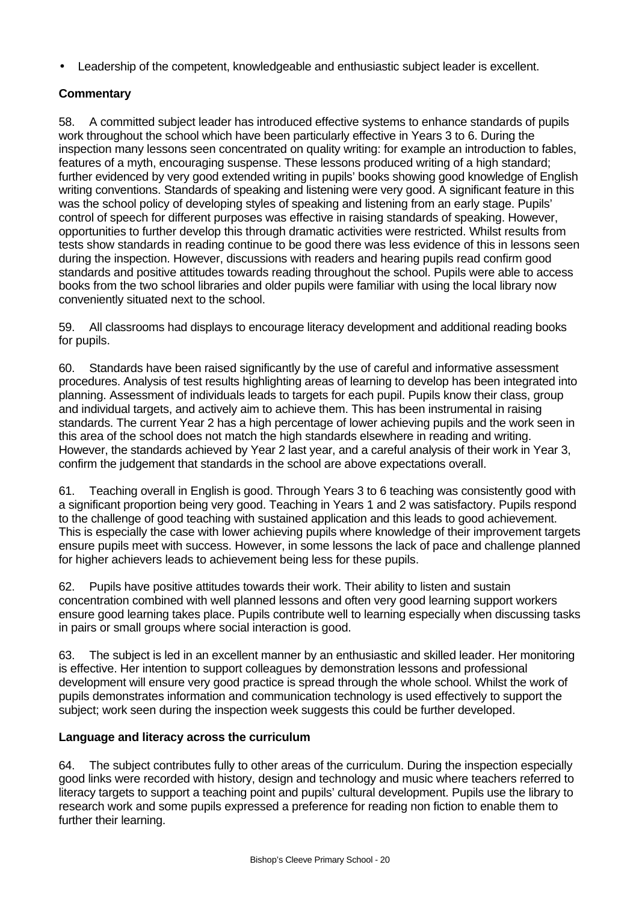- Leadership of the competent, knowledgeable and enthusiastic subject leader is excellent.

**Commentary**

58. A committed subject leader has introduced effective systems to enhance standards of pupils work throughout the school which have been particularly effective in Years 3 to 6. During the inspection many lessons seen concentrated on quality writing: for example an introduction to fables, features of a myth, encouraging suspense. These lessons produced writing of a high standard; further evidenced by very good extended writing in pupils' books showing good knowledge of English writing conventions. Standards of speaking and listening were very good. A significant feature in this was the school policy of developing styles of speaking and listening from an early stage. Pupils' control of speech for different purposes was effective in raising standards of speaking. However, opportunities to further develop this through dramatic activities were restricted. Whilst results from tests show standards in reading continue to be good there was less evidence of this in lessons seen during the inspection. However, discussions with readers and hearing pupils read confirm good standards and positive attitudes towards reading throughout the school. Pupils were able to access books from the two school libraries and older pupils were familiar with using the local library now conveniently situated next to the school.

59. All classrooms had displays to encourage literacy development and additional reading books for pupils.

60. Standards have been raised significantly by the use of careful and informative assessment procedures. Analysis of test results highlighting areas of learning to develop has been integrated into planning. Assessment of individuals leads to targets for each pupil. Pupils know their class, group and individual targets, and actively aim to achieve them. This has been instrumental in raising standards. The current Year 2 has a high percentage of lower achieving pupils and the work seen in this area of the school does not match the high standards elsewhere in reading and writing. However, the standards achieved by Year 2 last year, and a careful analysis of their work in Year 3, confirm the judgement that standards in the school are above expectations overall.

61. Teaching overall in English is good. Through Years 3 to 6 teaching was consistently good with a significant proportion being very good. Teaching in Years 1 and 2 was satisfactory. Pupils respond to the challenge of good teaching with sustained application and this leads to good achievement. This is especially the case with lower achieving pupils where knowledge of their improvement targets ensure pupils meet with success. However, in some lessons the lack of pace and challenge planned for higher achievers leads to achievement being less for these pupils.

62. Pupils have positive attitudes towards their work. Their ability to listen and sustain concentration combined with well planned lessons and often very good learning support workers ensure good learning takes place. Pupils contribute well to learning especially when discussing tasks in pairs or small groups where social interaction is good.

63. The subject is led in an excellent manner by an enthusiastic and skilled leader. Her monitoring is effective. Her intention to support colleagues by demonstration lessons and professional development will ensure very good practice is spread through the whole school. Whilst the work of pupils demonstrates information and communication technology is used effectively to support the subject; work seen during the inspection week suggests this could be further developed.

**Language and literacy across the curriculum**

64. The subject contributes fully to other areas of the curriculum. During the inspection especially good links were recorded with history, design and technology and music where teachers referred to literacy targets to support a teaching point and pupils' cultural development. Pupils use the library to research work and some pupils expressed a preference for reading non fiction to enable them to further their learning.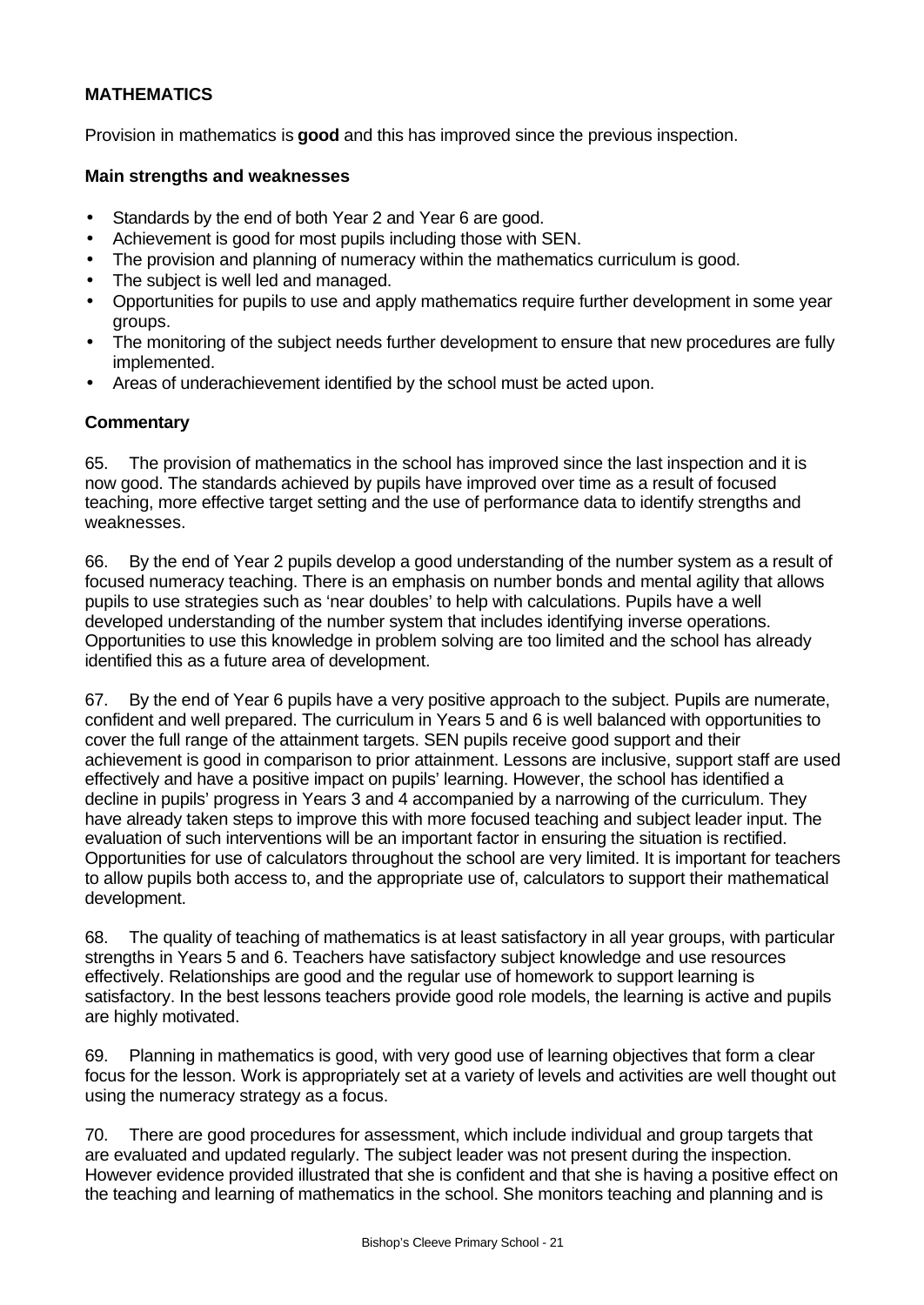### MATHEMATICS

Provision in mathematics is **good** and this has improved since the previous inspection.

**Main strengths and weaknesses**

- Standards by the end of both Year 2 and Year 6 are good.
- Achievement is good for most pupils including those with SEN.
- The provision and planning of numeracy within the mathematics curriculum is good.
- The subject is well led and managed.
- Opportunities for pupils to use and apply mathematics require further development in some year groups.
- The monitoring of the subject needs further development to ensure that new procedures are fully implemented.
- Areas of underachievement identified by the school must be acted upon.

**Commentary**

65. The provision of mathematics in the school has improved since the last inspection and it is now good. The standards achieved by pupils have improved over time as a result of focused teaching, more effective target setting and the use of performance data to identify strengths and weaknesses.

66. By the end of Year 2 pupils develop a good understanding of the number system as a result of focused numeracy teaching. There is an emphasis on number bonds and mental agility that allows pupils to use strategies such as 'near doubles' to help with calculations. Pupils have a well developed understanding of the number system that includes identifying inverse operations. Opportunities to use this knowledge in problem solving are too limited and the school has already identified this as a future area of development.

67. By the end of Year 6 pupils have a very positive approach to the subject. Pupils are numerate, confident and well prepared. The curriculum in Years 5 and 6 is well balanced with opportunities to cover the full range of the attainment targets. SEN pupils receive good support and their achievement is good in comparison to prior attainment. Lessons are inclusive, support staff are used effectively and have a positive impact on pupils' learning. However, the school has identified a decline in pupils' progress in Years 3 and 4 accompanied by a narrowing of the curriculum. They have already taken steps to improve this with more focused teaching and subject leader input. The evaluation of such interventions will be an important factor in ensuring the situation is rectified. Opportunities for use of calculators throughout the school are very limited. It is important for teachers to allow pupils both access to, and the appropriate use of, calculators to support their mathematical development.

68. The quality of teaching of mathematics is at least satisfactory in all year groups, with particular strengths in Years 5 and 6. Teachers have satisfactory subject knowledge and use resources effectively. Relationships are good and the regular use of homework to support learning is satisfactory. In the best lessons teachers provide good role models, the learning is active and pupils are highly motivated.

69. Planning in mathematics is good, with very good use of learning objectives that form a clear focus for the lesson. Work is appropriately set at a variety of levels and activities are well thought out using the numeracy strategy as a focus.

70. There are good procedures for assessment, which include individual and group targets that are evaluated and updated regularly. The subject leader was not present during the inspection. However evidence provided illustrated that she is confident and that she is having a positive effect on the teaching and learning of mathematics in the school. She monitors teaching and planning and is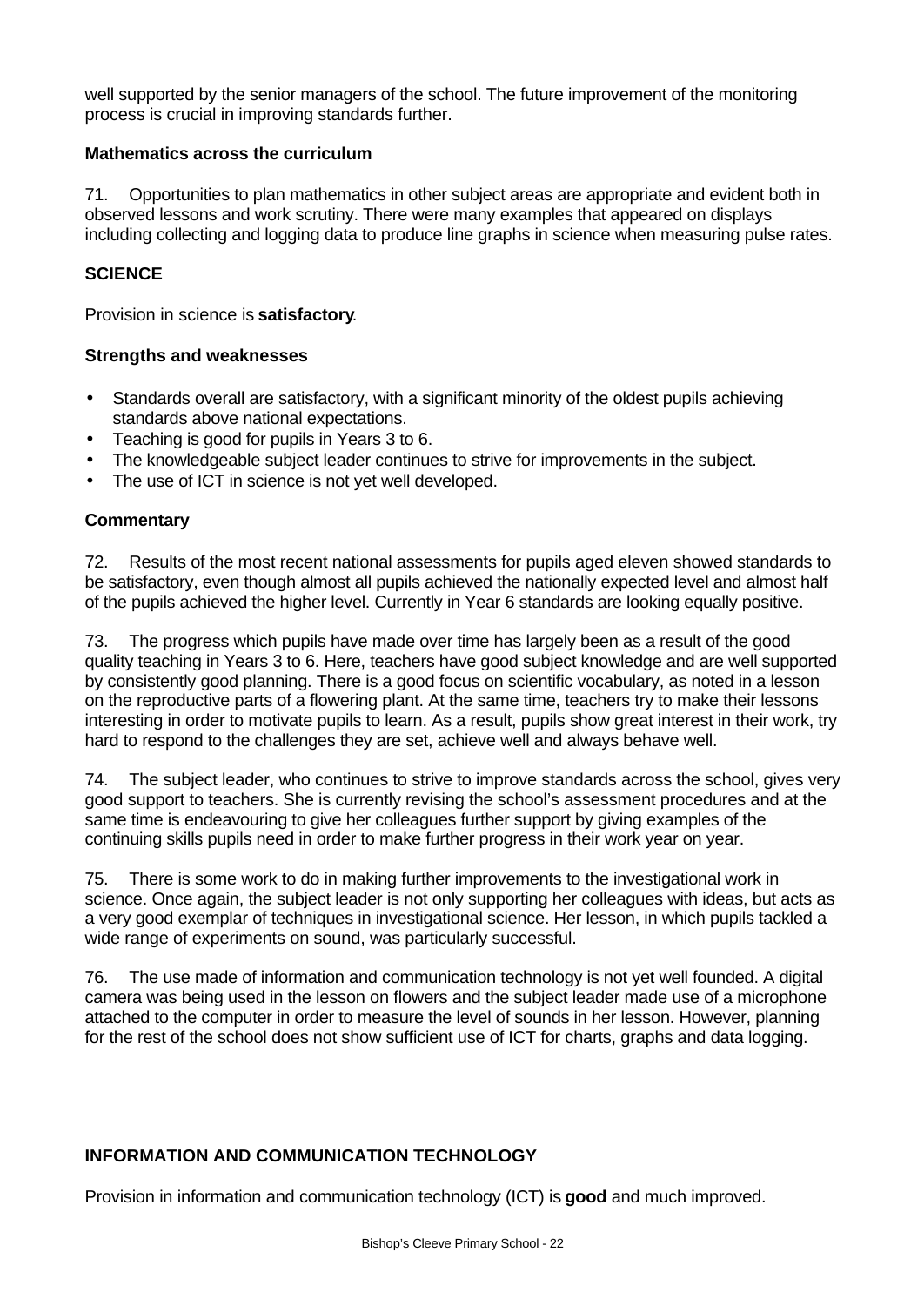well supported by the senior managers of the school. The future improvement of the monitoring process is crucial in improving standards further.

### Mathematics across the curriculum

71. Opportunities to plan mathematics in other subject areas are appropriate and evident both in observed lessons and work scrutiny. There were many examples that appeared on displays including collecting and logging data to produce line graphs in science when measuring pulse rates.

## SCIENCE

Provision in science is **satisfactory**.

### Strengths and weaknesses

- Standards overall are satisfactory, with a significant minority of the oldest pupils achieving standards above national expectations.
- Teaching is good for pupils in Years 3 to 6.
- The knowledgeable subject leader continues to strive for improvements in the subject.
- The use of ICT in science is not yet well developed.

### Commentary

72. Results of the most recent national assessments for pupils aged eleven showed standards to be satisfactory, even though almost all pupils achieved the nationally expected level and almost half of the pupils achieved the higher level. Currently in Year 6 standards are looking equally positive.

73. The progress which pupils have made over time has largely been as a result of the good quality teaching in Years 3 to 6. Here, teachers have good subject knowledge and are well supported by consistently good planning. There is a good focus on scientific vocabulary, as noted in a lesson on the reproductive parts of a flowering plant. At the same time, teachers try to make their lessons interesting in order to motivate pupils to learn. As a result, pupils show great interest in their work, try hard to respond to the challenges they are set, achieve well and always behave well.

74. The subject leader, who continues to strive to improve standards across the school, gives very good support to teachers. She is currently revising the school's assessment procedures and at the same time is endeavouring to give her colleagues further support by giving examples of the continuing skills pupils need in order to make further progress in their work year on year.

75. There is some work to do in making further improvements to the investigational work in science. Once again, the subject leader is not only supporting her colleagues with ideas, but acts as a very good exemplar of techniques in investigational science. Her lesson, in which pupils tackled a wide range of experiments on sound, was particularly successful.

76. The use made of information and communication technology is not yet well founded. A digital camera was being used in the lesson on flowers and the subject leader made use of a microphone attached to the computer in order to measure the level of sounds in her lesson. However, planning for the rest of the school does not show sufficient use of ICT for charts, graphs and data logging.

## INFORMATION AND COMMUNICATION TECHNOLOGY

Provision in information and communication technology (ICT) is **good** and much improved.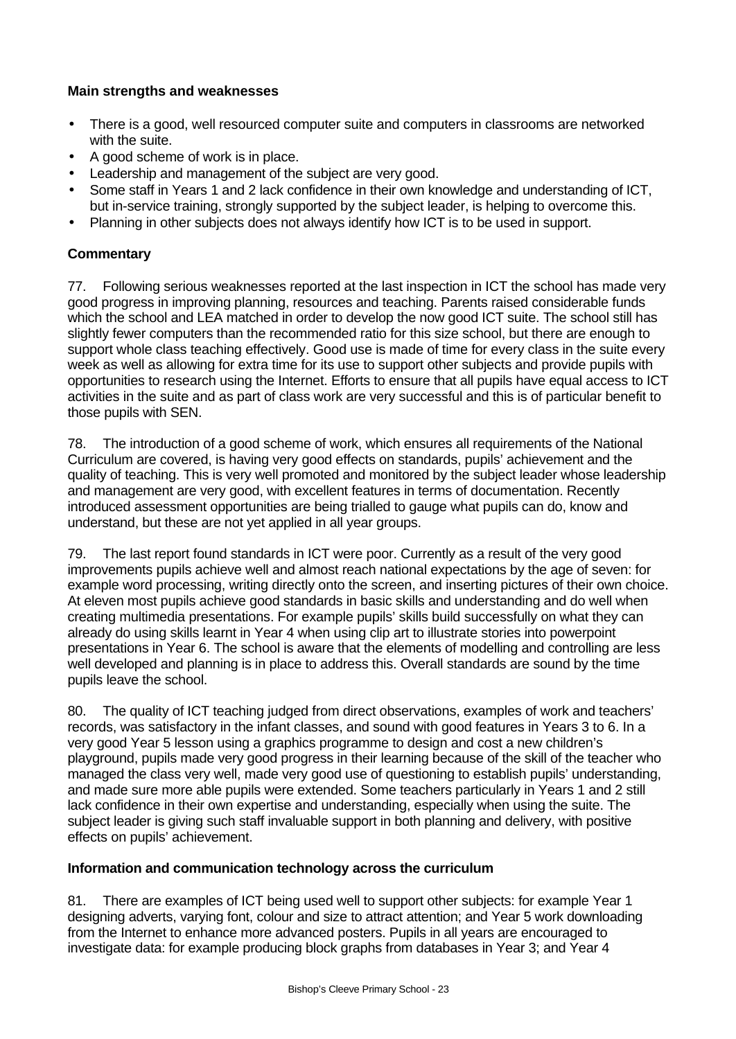**Main strengths and weaknesses**

- There is a good, well resourced computer suite and computers in classrooms are networked with the suite.
- A good scheme of work is in place.
- Leadership and management of the subject are very good.
- Some staff in Years 1 and 2 lack confidence in their own knowledge and understanding of ICT, but in-service training, strongly supported by the subject leader, is helping to overcome this.
- Planning in other subjects does not always identify how ICT is to be used in support.

**Commentary**

77. Following serious weaknesses reported at the last inspection in ICT the school has made very good progress in improving planning, resources and teaching. Parents raised considerable funds which the school and LEA matched in order to develop the now good ICT suite. The school still has slightly fewer computers than the recommended ratio for this size school, but there are enough to support whole class teaching effectively. Good use is made of time for every class in the suite every week as well as allowing for extra time for its use to support other subjects and provide pupils with opportunities to research using the Internet. Efforts to ensure that all pupils have equal access to ICT activities in the suite and as part of class work are very successful and this is of particular benefit to those pupils with SEN.

78. The introduction of a good scheme of work, which ensures all requirements of the National Curriculum are covered, is having very good effects on standards, pupils' achievement and the quality of teaching. This is very well promoted and monitored by the subject leader whose leadership and management are very good, with excellent features in terms of documentation. Recently introduced assessment opportunities are being trialled to gauge what pupils can do, know and understand, but these are not yet applied in all year groups.

79. The last report found standards in ICT were poor. Currently as a result of the very good improvements pupils achieve well and almost reach national expectations by the age of seven: for example word processing, writing directly onto the screen, and inserting pictures of their own choice. At eleven most pupils achieve good standards in basic skills and understanding and do well when creating multimedia presentations. For example pupils' skills build successfully on what they can already do using skills learnt in Year 4 when using clip art to illustrate stories into powerpoint presentations in Year 6. The school is aware that the elements of modelling and controlling are less well developed and planning is in place to address this. Overall standards are sound by the time pupils leave the school.

80. The quality of ICT teaching judged from direct observations, examples of work and teachers' records, was satisfactory in the infant classes, and sound with good features in Years 3 to 6. In a very good Year 5 lesson using a graphics programme to design and cost a new children's playground, pupils made very good progress in their learning because of the skill of the teacher who managed the class very well, made very good use of questioning to establish pupils' understanding, and made sure more able pupils were extended. Some teachers particularly in Years 1 and 2 still lack confidence in their own expertise and understanding, especially when using the suite. The subject leader is giving such staff invaluable support in both planning and delivery, with positive effects on pupils' achievement.

**Information and communication technology across the curriculum**

81. There are examples of ICT being used well to support other subjects: for example Year 1 designing adverts, varying font, colour and size to attract attention; and Year 5 work downloading from the Internet to enhance more advanced posters. Pupils in all years are encouraged to investigate data: for example producing block graphs from databases in Year 3; and Year 4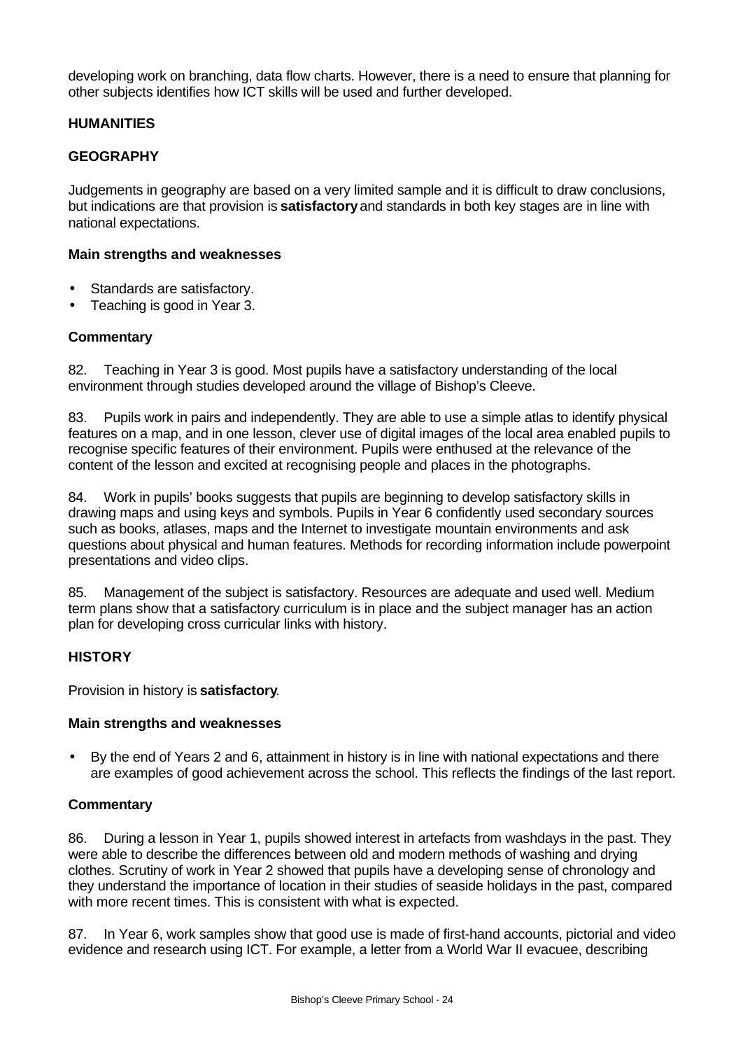developing work on branching, data flow charts. However, there is a need to ensure that planning for other subjects identifies how ICT skills will be used and further developed.

## HUMANITIES

## GEOGRAPHY

Judgements in geography are based on a very limited sample and it is difficult to draw conclusions, but indications are that provision is **satisfactory** and standards in both key stages are in line with national expectations.

### Main strengths and weaknesses

- Standards are satisfactory.
- Teaching is good in Year 3.

### Commentary

82. Teaching in Year 3 is good. Most pupils have a satisfactory understanding of the local environment through studies developed around the village of Bishop's Cleeve.

83. Pupils work in pairs and independently. They are able to use a simple atlas to identify physical features on a map, and in one lesson, clever use of digital images of the local area enabled pupils to recognise specific features of their environment. Pupils were enthused at the relevance of the content of the lesson and excited at recognising people and places in the photographs.

84. Work in pupils' books suggests that pupils are beginning to develop satisfactory skills in drawing maps and using keys and symbols. Pupils in Year 6 confidently used secondary sources such as books, atlases, maps and the Internet to investigate mountain environments and ask questions about physical and human features. Methods for recording information include powerpoint presentations and video clips.

85. Management of the subject is satisfactory. Resources are adequate and used well. Medium term plans show that a satisfactory curriculum is in place and the subject manager has an action plan for developing cross curricular links with history.

## HISTORY

Provision in history is **satisfactory**.

### Main strengths and weaknesses

- By the end of Years 2 and 6, attainment in history is in line with national expectations and there are examples of good achievement across the school. This reflects the findings of the last report.

### Commentary

86. During a lesson in Year 1, pupils showed interest in artefacts from washdays in the past. They were able to describe the differences between old and modern methods of washing and drying clothes. Scrutiny of work in Year 2 showed that pupils have a developing sense of chronology and they understand the importance of location in their studies of seaside holidays in the past, compared with more recent times. This is consistent with what is expected.

87. In Year 6, work samples show that good use is made of first-hand accounts, pictorial and video evidence and research using ICT. For example, a letter from a World War II evacuee, describing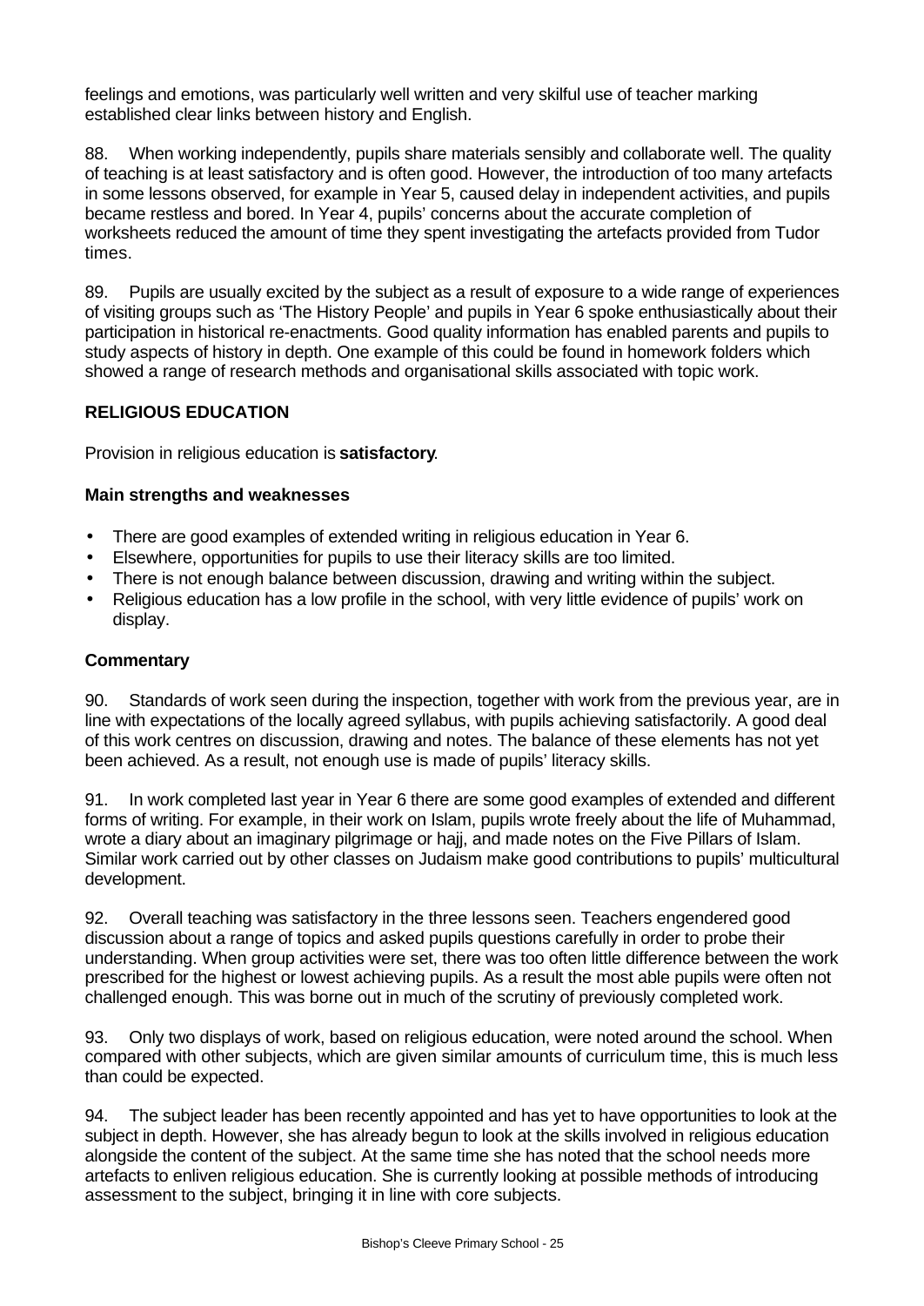feelings and emotions, was particularly well written and very skilful use of teacher marking established clear links between history and English.

88. When working independently, pupils share materials sensibly and collaborate well. The quality of teaching is at least satisfactory and is often good. However, the introduction of too many artefacts in some lessons observed, for example in Year 5, caused delay in independent activities, and pupils became restless and bored. In Year 4, pupils' concerns about the accurate completion of worksheets reduced the amount of time they spent investigating the artefacts provided from Tudor times.

89. Pupils are usually excited by the subject as a result of exposure to a wide range of experiences of visiting groups such as 'The History People' and pupils in Year 6 spoke enthusiastically about their participation in historical re-enactments. Good quality information has enabled parents and pupils to study aspects of history in depth. One example of this could be found in homework folders which showed a range of research methods and organisational skills associated with topic work.

## RELIGIOUS EDUCATION

Provision in religious education is **satisfactory**.

### Main strengths and weaknesses

- There are good examples of extended writing in religious education in Year 6.
- Elsewhere, opportunities for pupils to use their literacy skills are too limited.
- There is not enough balance between discussion, drawing and writing within the subject.
- Religious education has a low profile in the school, with very little evidence of pupils' work on display.

### Commentary

90. Standards of work seen during the inspection, together with work from the previous year, are in line with expectations of the locally agreed syllabus, with pupils achieving satisfactorily. A good deal of this work centres on discussion, drawing and notes. The balance of these elements has not yet been achieved. As a result, not enough use is made of pupils' literacy skills.

91. In work completed last year in Year 6 there are some good examples of extended and different forms of writing. For example, in their work on Islam, pupils wrote freely about the life of Muhammad, wrote a diary about an imaginary pilgrimage or hajj, and made notes on the Five Pillars of Islam. Similar work carried out by other classes on Judaism make good contributions to pupils' multicultural development.

92. Overall teaching was satisfactory in the three lessons seen. Teachers engendered good discussion about a range of topics and asked pupils questions carefully in order to probe their understanding. When group activities were set, there was too often little difference between the work prescribed for the highest or lowest achieving pupils. As a result the most able pupils were often not challenged enough. This was borne out in much of the scrutiny of previously completed work.

93. Only two displays of work, based on religious education, were noted around the school. When compared with other subjects, which are given similar amounts of curriculum time, this is much less than could be expected.

94. The subject leader has been recently appointed and has yet to have opportunities to look at the subject in depth. However, she has already begun to look at the skills involved in religious education alongside the content of the subject. At the same time she has noted that the school needs more artefacts to enliven religious education. She is currently looking at possible methods of introducing assessment to the subject, bringing it in line with core subjects.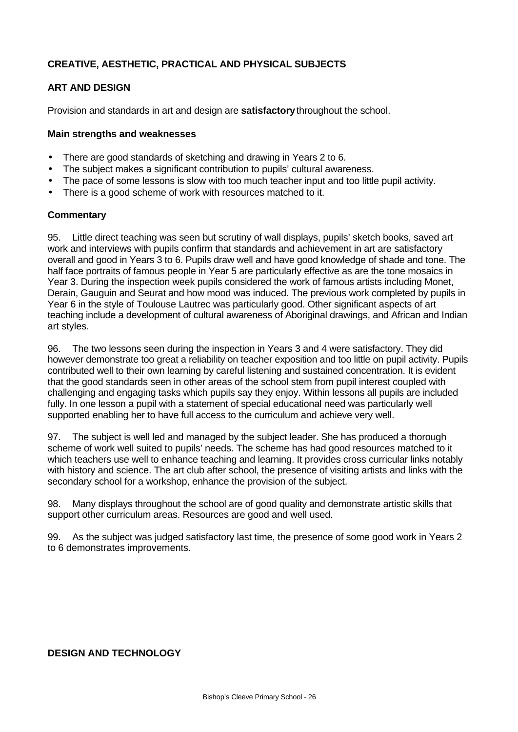## CREATIVE, AESTHETIC, PRACTICAL AND PHYSICAL SUBJECTS

### ART AND DESIGN

Provision and standards in art and design are **satisfactory** throughout the school.

#### Main strengths and weaknesses

- There are good standards of sketching and drawing in Years 2 to 6.
- The subject makes a significant contribution to pupils' cultural awareness.
- The pace of some lessons is slow with too much teacher input and too little pupil activity.
- There is a good scheme of work with resources matched to it.

#### Commentary

95. Little direct teaching was seen but scrutiny of wall displays, pupils' sketch books, saved art work and interviews with pupils confirm that standards and achievement in art are satisfactory overall and good in Years 3 to 6. Pupils draw well and have good knowledge of shade and tone. The half face portraits of famous people in Year 5 are particularly effective as are the tone mosaics in Year 3. During the inspection week pupils considered the work of famous artists including Monet, Derain, Gauguin and Seurat and how mood was induced. The previous work completed by pupils in Year 6 in the style of Toulouse Lautrec was particularly good. Other significant aspects of art teaching include a development of cultural awareness of Aboriginal drawings, and African and Indian art styles.

96. The two lessons seen during the inspection in Years 3 and 4 were satisfactory. They did however demonstrate too great a reliability on teacher exposition and too little on pupil activity. Pupils contributed well to their own learning by careful listening and sustained concentration. It is evident that the good standards seen in other areas of the school stem from pupil interest coupled with challenging and engaging tasks which pupils say they enjoy. Within lessons all pupils are included fully. In one lesson a pupil with a statement of special educational need was particularly well supported enabling her to have full access to the curriculum and achieve very well.

97. The subject is well led and managed by the subject leader. She has produced a thorough scheme of work well suited to pupils' needs. The scheme has had good resources matched to it which teachers use well to enhance teaching and learning. It provides cross curricular links notably with history and science. The art club after school, the presence of visiting artists and links with the secondary school for a workshop, enhance the provision of the subject.

98. Many displays throughout the school are of good quality and demonstrate artistic skills that support other curriculum areas. Resources are good and well used.

99. As the subject was judged satisfactory last time, the presence of some good work in Years 2 to 6 demonstrates improvements.

### DESIGN AND TECHNOLOGY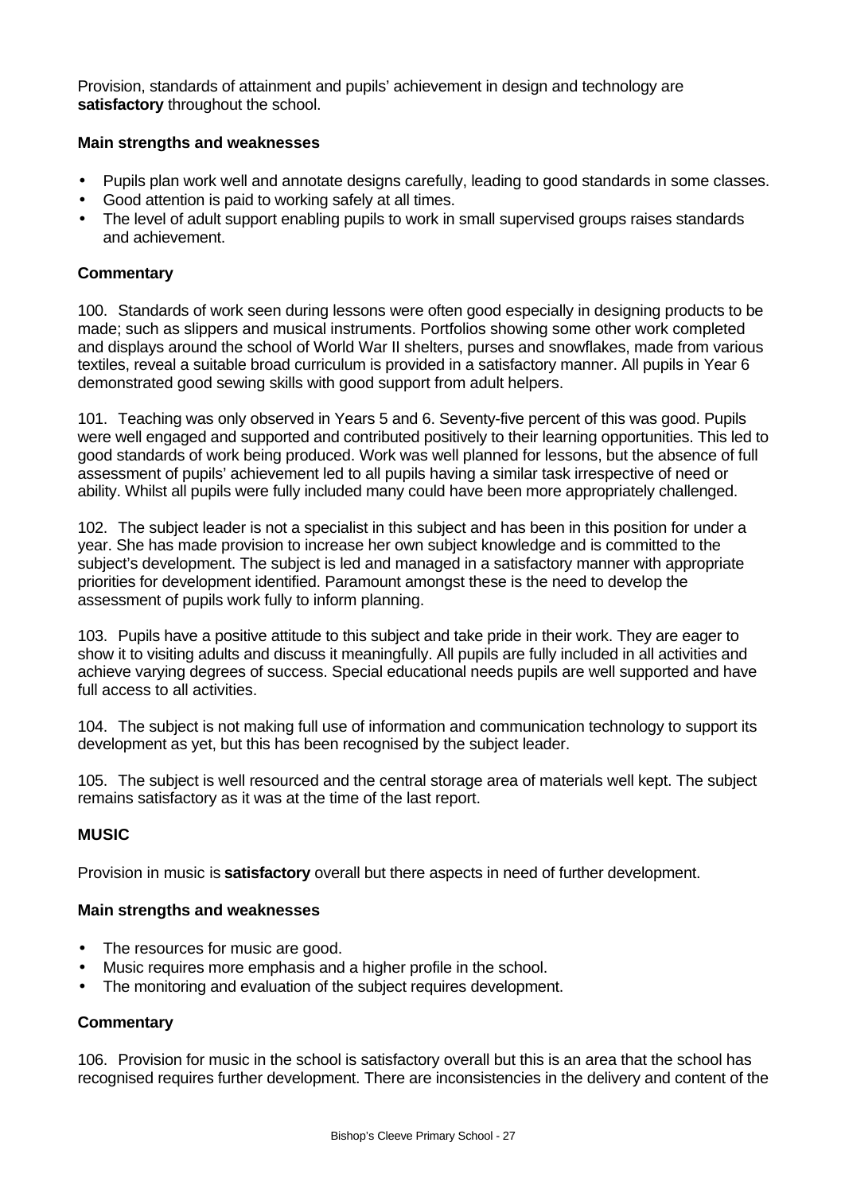Provision, standards of attainment and pupils' achievement in design and technology are **satisfactory** throughout the school.

### Main strengths and weaknesses

- Pupils plan work well and annotate designs carefully, leading to good standards in some classes.
- Good attention is paid to working safely at all times.
- The level of adult support enabling pupils to work in small supervised groups raises standards and achievement.

### Commentary

100. Standards of work seen during lessons were often good especially in designing products to be made; such as slippers and musical instruments. Portfolios showing some other work completed and displays around the school of World War II shelters, purses and snowflakes, made from various textiles, reveal a suitable broad curriculum is provided in a satisfactory manner. All pupils in Year 6 demonstrated good sewing skills with good support from adult helpers.

101. Teaching was only observed in Years 5 and 6. Seventy-five percent of this was good. Pupils were well engaged and supported and contributed positively to their learning opportunities. This led to good standards of work being produced. Work was well planned for lessons, but the absence of full assessment of pupils' achievement led to all pupils having a similar task irrespective of need or ability. Whilst all pupils were fully included many could have been more appropriately challenged.

102. The subject leader is not a specialist in this subject and has been in this position for under a year. She has made provision to increase her own subject knowledge and is committed to the subject's development. The subject is led and managed in a satisfactory manner with appropriate priorities for development identified. Paramount amongst these is the need to develop the assessment of pupils work fully to inform planning.

103. Pupils have a positive attitude to this subject and take pride in their work. They are eager to show it to visiting adults and discuss it meaningfully. All pupils are fully included in all activities and achieve varying degrees of success. Special educational needs pupils are well supported and have full access to all activities.

104. The subject is not making full use of information and communication technology to support its development as yet, but this has been recognised by the subject leader.

105. The subject is well resourced and the central storage area of materials well kept. The subject remains satisfactory as it was at the time of the last report.

## MUSIC

Provision in music is **satisfactory** overall but there aspects in need of further development.

### Main strengths and weaknesses

- The resources for music are good.
- Music requires more emphasis and a higher profile in the school.
- The monitoring and evaluation of the subject requires development.

### Commentary

106. Provision for music in the school is satisfactory overall but this is an area that the school has recognised requires further development. There are inconsistencies in the delivery and content of the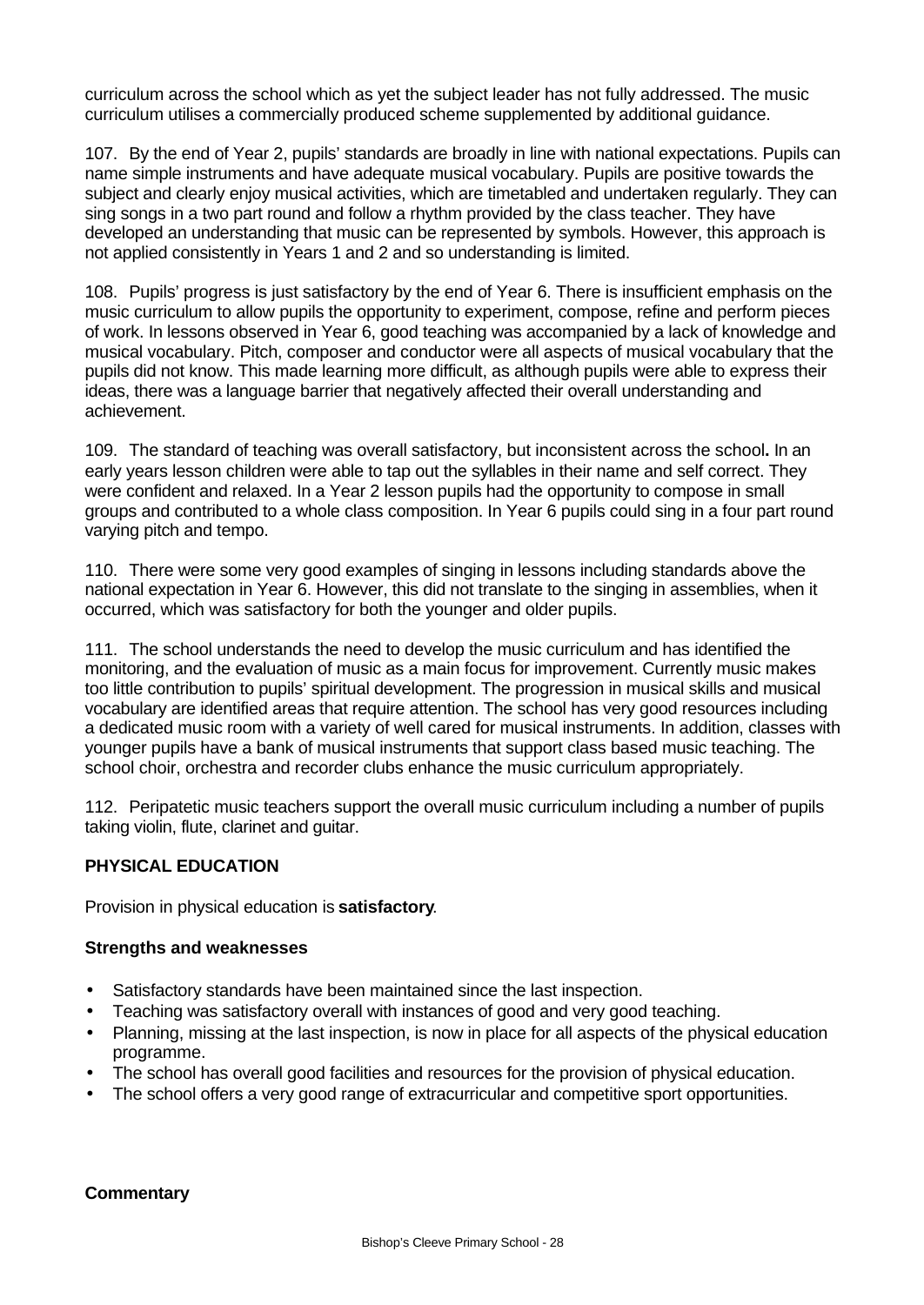curriculum across the school which as yet the subject leader has not fully addressed. The music curriculum utilises a commercially produced scheme supplemented by additional guidance.

107. By the end of Year 2, pupils' standards are broadly in line with national expectations. Pupils can name simple instruments and have adequate musical vocabulary. Pupils are positive towards the subject and clearly enjoy musical activities, which are timetabled and undertaken regularly. They can sing songs in a two part round and follow a rhythm provided by the class teacher. They have developed an understanding that music can be represented by symbols. However, this approach is not applied consistently in Years 1 and 2 and so understanding is limited.

108. Pupils' progress is just satisfactory by the end of Year 6. There is insufficient emphasis on the music curriculum to allow pupils the opportunity to experiment, compose, refine and perform pieces of work. In lessons observed in Year 6, good teaching was accompanied by a lack of knowledge and musical vocabulary. Pitch, composer and conductor were all aspects of musical vocabulary that the pupils did not know. This made learning more difficult, as although pupils were able to express their ideas, there was a language barrier that negatively affected their overall understanding and achievement.

109. The standard of teaching was overall satisfactory, but inconsistent across the school**.** In an early years lesson children were able to tap out the syllables in their name and self correct. They were confident and relaxed. In a Year 2 lesson pupils had the opportunity to compose in small groups and contributed to a whole class composition. In Year 6 pupils could sing in a four part round varying pitch and tempo.

110. There were some very good examples of singing in lessons including standards above the national expectation in Year 6. However, this did not translate to the singing in assemblies, when it occurred, which was satisfactory for both the younger and older pupils.

111. The school understands the need to develop the music curriculum and has identified the monitoring, and the evaluation of music as a main focus for improvement. Currently music makes too little contribution to pupils' spiritual development. The progression in musical skills and musical vocabulary are identified areas that require attention. The school has very good resources including a dedicated music room with a variety of well cared for musical instruments. In addition, classes with younger pupils have a bank of musical instruments that support class based music teaching. The school choir, orchestra and recorder clubs enhance the music curriculum appropriately.

112. Peripatetic music teachers support the overall music curriculum including a number of pupils taking violin, flute, clarinet and guitar.

## PHYSICAL EDUCATION

Provision in physical education is **satisfactory**.

### Strengths and weaknesses

- Satisfactory standards have been maintained since the last inspection.
- Teaching was satisfactory overall with instances of good and very good teaching.
- Planning, missing at the last inspection, is now in place for all aspects of the physical education programme.
- The school has overall good facilities and resources for the provision of physical education.
- The school offers a very good range of extracurricular and competitive sport opportunities.

### Commentary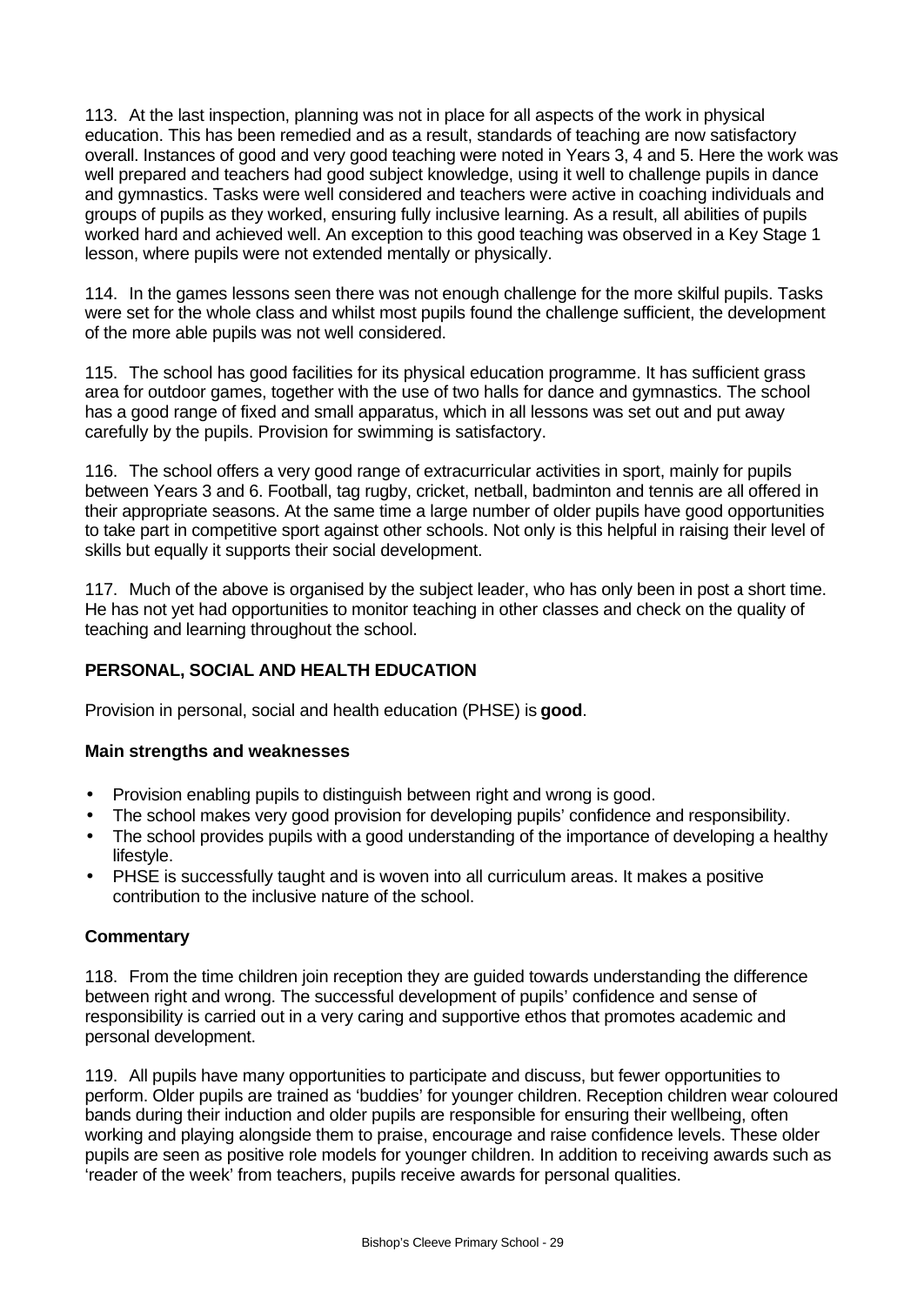113. At the last inspection, planning was not in place for all aspects of the work in physical education. This has been remedied and as a result, standards of teaching are now satisfactory overall. Instances of good and very good teaching were noted in Years 3, 4 and 5. Here the work was well prepared and teachers had good subject knowledge, using it well to challenge pupils in dance and gymnastics. Tasks were well considered and teachers were active in coaching individuals and groups of pupils as they worked, ensuring fully inclusive learning. As a result, all abilities of pupils worked hard and achieved well. An exception to this good teaching was observed in a Key Stage 1 lesson, where pupils were not extended mentally or physically.

114. In the games lessons seen there was not enough challenge for the more skilful pupils. Tasks were set for the whole class and whilst most pupils found the challenge sufficient, the development of the more able pupils was not well considered.

115. The school has good facilities for its physical education programme. It has sufficient grass area for outdoor games, together with the use of two halls for dance and gymnastics. The school has a good range of fixed and small apparatus, which in all lessons was set out and put away carefully by the pupils. Provision for swimming is satisfactory.

116. The school offers a very good range of extracurricular activities in sport, mainly for pupils between Years 3 and 6. Football, tag rugby, cricket, netball, badminton and tennis are all offered in their appropriate seasons. At the same time a large number of older pupils have good opportunities to take part in competitive sport against other schools. Not only is this helpful in raising their level of skills but equally it supports their social development.

117. Much of the above is organised by the subject leader, who has only been in post a short time. He has not yet had opportunities to monitor teaching in other classes and check on the quality of teaching and learning throughout the school.

## PERSONAL, SOCIAL AND HEALTH EDUCATION

Provision in personal, social and health education (PHSE) is **good**.

### Main strengths and weaknesses

- Provision enabling pupils to distinguish between right and wrong is good.
- The school makes very good provision for developing pupils' confidence and responsibility.
- The school provides pupils with a good understanding of the importance of developing a healthy lifestyle.
- PHSE is successfully taught and is woven into all curriculum areas. It makes a positive contribution to the inclusive nature of the school.

### Commentary

118. From the time children join reception they are guided towards understanding the difference between right and wrong. The successful development of pupils' confidence and sense of responsibility is carried out in a very caring and supportive ethos that promotes academic and personal development.

119. All pupils have many opportunities to participate and discuss, but fewer opportunities to perform. Older pupils are trained as 'buddies' for younger children. Reception children wear coloured bands during their induction and older pupils are responsible for ensuring their wellbeing, often working and playing alongside them to praise, encourage and raise confidence levels. These older pupils are seen as positive role models for younger children. In addition to receiving awards such as 'reader of the week' from teachers, pupils receive awards for personal qualities.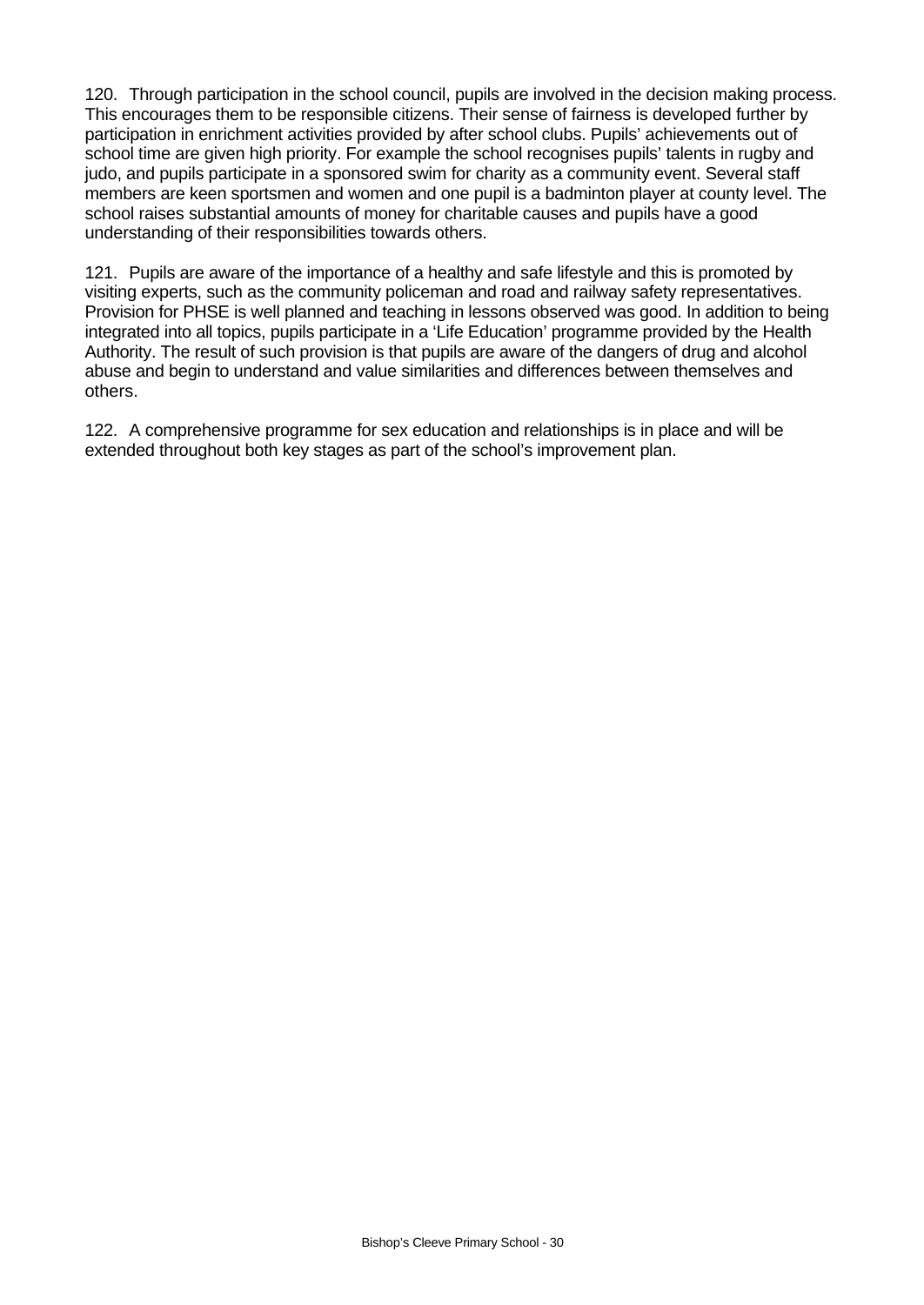120. Through participation in the school council, pupils are involved in the decision making process. This encourages them to be responsible citizens. Their sense of fairness is developed further by participation in enrichment activities provided by after school clubs. Pupils' achievements out of school time are given high priority. For example the school recognises pupils' talents in rugby and judo, and pupils participate in a sponsored swim for charity as a community event. Several staff members are keen sportsmen and women and one pupil is a badminton player at county level. The school raises substantial amounts of money for charitable causes and pupils have a good understanding of their responsibilities towards others.

121. Pupils are aware of the importance of a healthy and safe lifestyle and this is promoted by visiting experts, such as the community policeman and road and railway safety representatives. Provision for PHSE is well planned and teaching in lessons observed was good. In addition to being integrated into all topics, pupils participate in a 'Life Education' programme provided by the Health Authority. The result of such provision is that pupils are aware of the dangers of drug and alcohol abuse and begin to understand and value similarities and differences between themselves and others.

122. A comprehensive programme for sex education and relationships is in place and will be extended throughout both key stages as part of the school's improvement plan.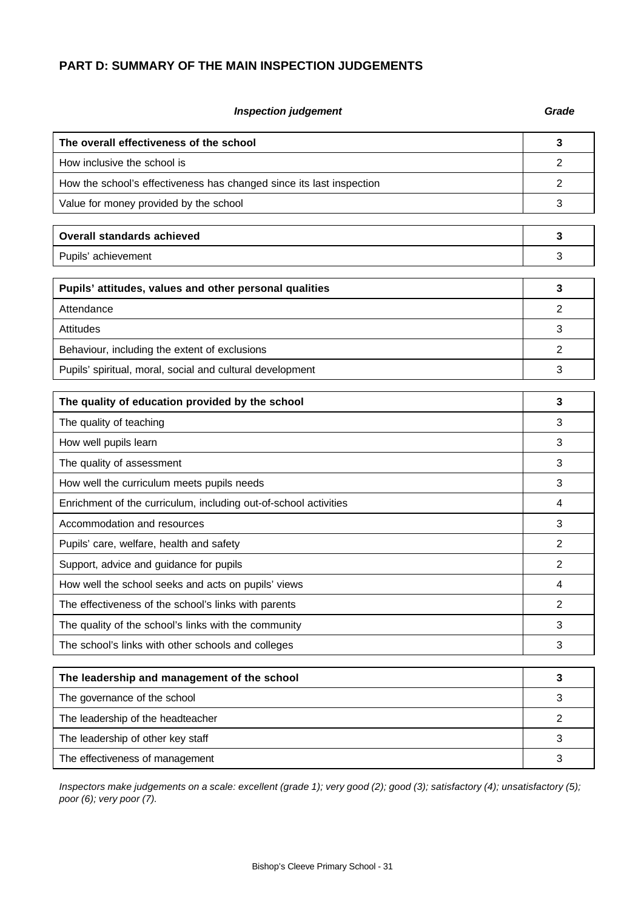## PART D: SUMMARY OF THE MAIN INSPECTION JUDGEMENTS

| *Inspection judgement* | *Grade* |
| --- | --- |
| **The overall effectiveness of the school** | **3** |
| How inclusive the school is | 2 |
| How the school's effectiveness has changed since its last inspection | 2 |
| Value for money provided by the school | 3 |
| **Overall standards achieved** | **3** |
| Pupils' achievement | 3 |
| **Pupils' attitudes, values and other personal qualities** | **3** |
| Attendance | 2 |
| Attitudes | 3 |
| Behaviour, including the extent of exclusions | 2 |
| Pupils' spiritual, moral, social and cultural development | 3 |
| **The quality of education provided by the school** | **3** |
| The quality of teaching | 3 |
| How well pupils learn | 3 |
| The quality of assessment | 3 |
| How well the curriculum meets pupils needs | 3 |
| Enrichment of the curriculum, including out-of-school activities | 4 |
| Accommodation and resources | 3 |
| Pupils' care, welfare, health and safety | 2 |
| Support, advice and guidance for pupils | 2 |
| How well the school seeks and acts on pupils' views | 4 |
| The effectiveness of the school's links with parents | 2 |
| The quality of the school's links with the community | 3 |
| The school's links with other schools and colleges | 3 |
| **The leadership and management of the school** | **3** |
| The governance of the school | 3 |
| The leadership of the headteacher | 2 |
| The leadership of other key staff | 3 |
| The effectiveness of management | 3 |

*Inspectors make judgements on a scale: excellent (grade 1); very good (2); good (3); satisfactory (4); unsatisfactory (5); poor (6); very poor (7).*